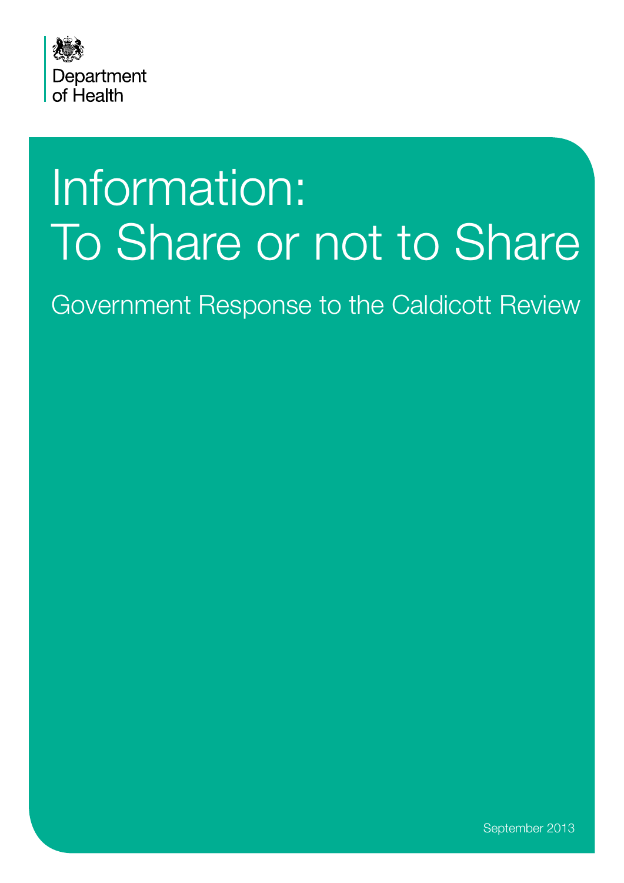Department of Health

# Information: To Share or not to Share

## Government Response to the Caldicott Review

September 2013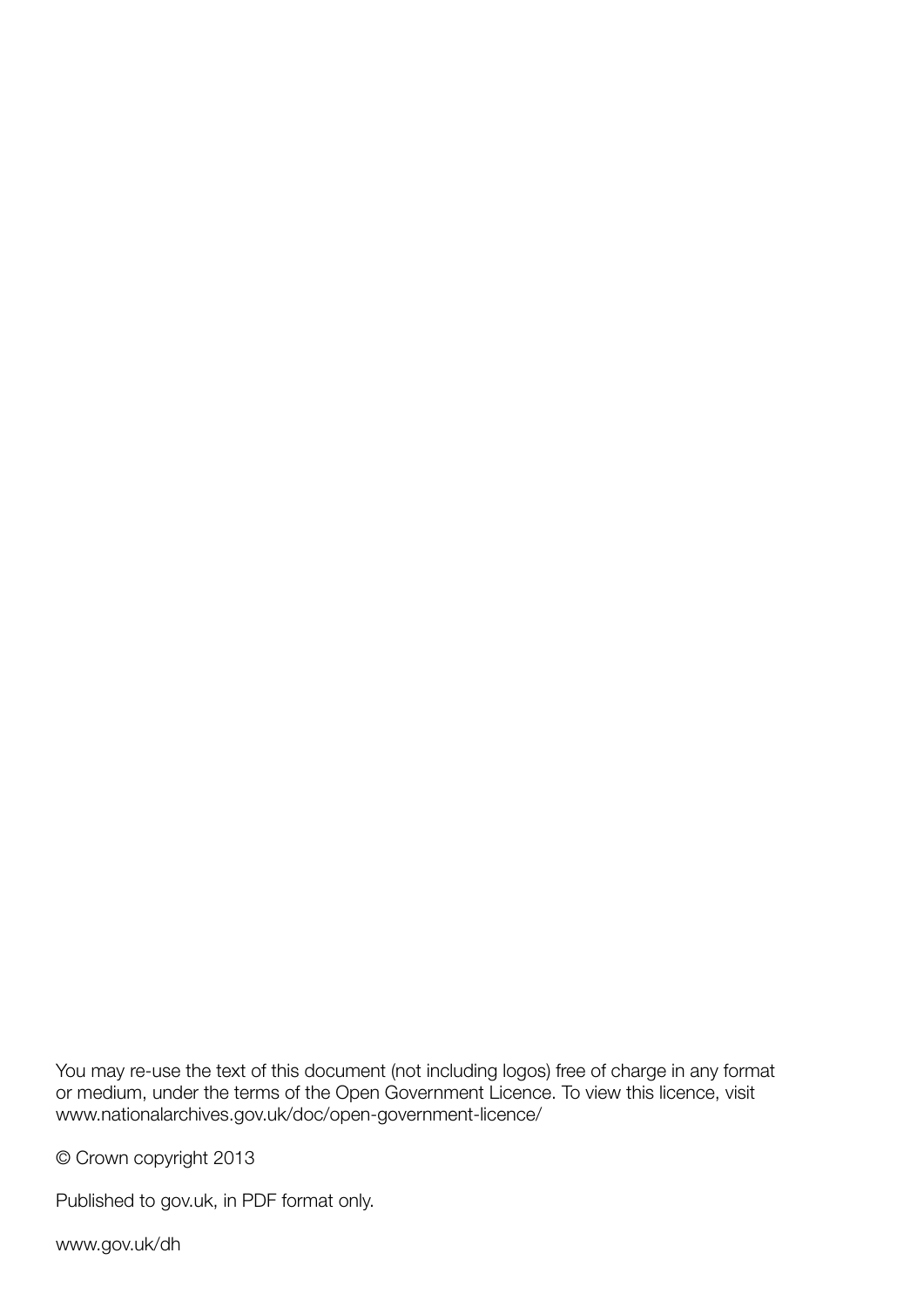You may re-use the text of this document (not including logos) free of charge in any format or medium, under the terms of the Open Government Licence. To view this licence, visit www.nationalarchives.gov.uk/doc/open-government-licence/

© Crown copyright 2013

Published to gov.uk, in PDF format only.

www.gov.uk/dh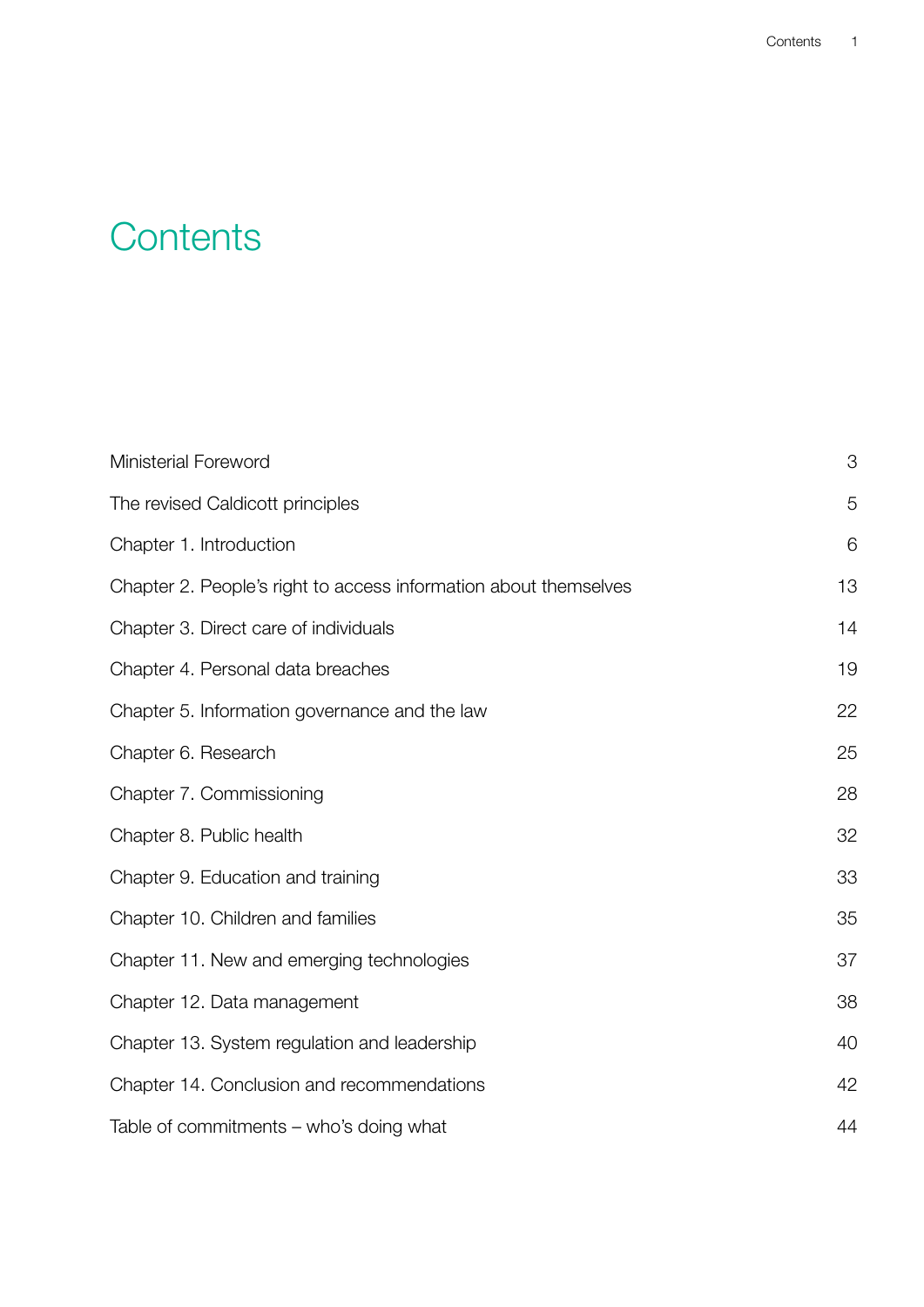# Contents

| | |
|---|---|
| Ministerial Foreword | 3 |
| The revised Caldicott principles | 5 |
| Chapter 1. Introduction | 6 |
| Chapter 2. People's right to access information about themselves | 13 |
| Chapter 3. Direct care of individuals | 14 |
| Chapter 4. Personal data breaches | 19 |
| Chapter 5. Information governance and the law | 22 |
| Chapter 6. Research | 25 |
| Chapter 7. Commissioning | 28 |
| Chapter 8. Public health | 32 |
| Chapter 9. Education and training | 33 |
| Chapter 10. Children and families | 35 |
| Chapter 11. New and emerging technologies | 37 |
| Chapter 12. Data management | 38 |
| Chapter 13. System regulation and leadership | 40 |
| Chapter 14. Conclusion and recommendations | 42 |
| Table of commitments – who's doing what | 44 |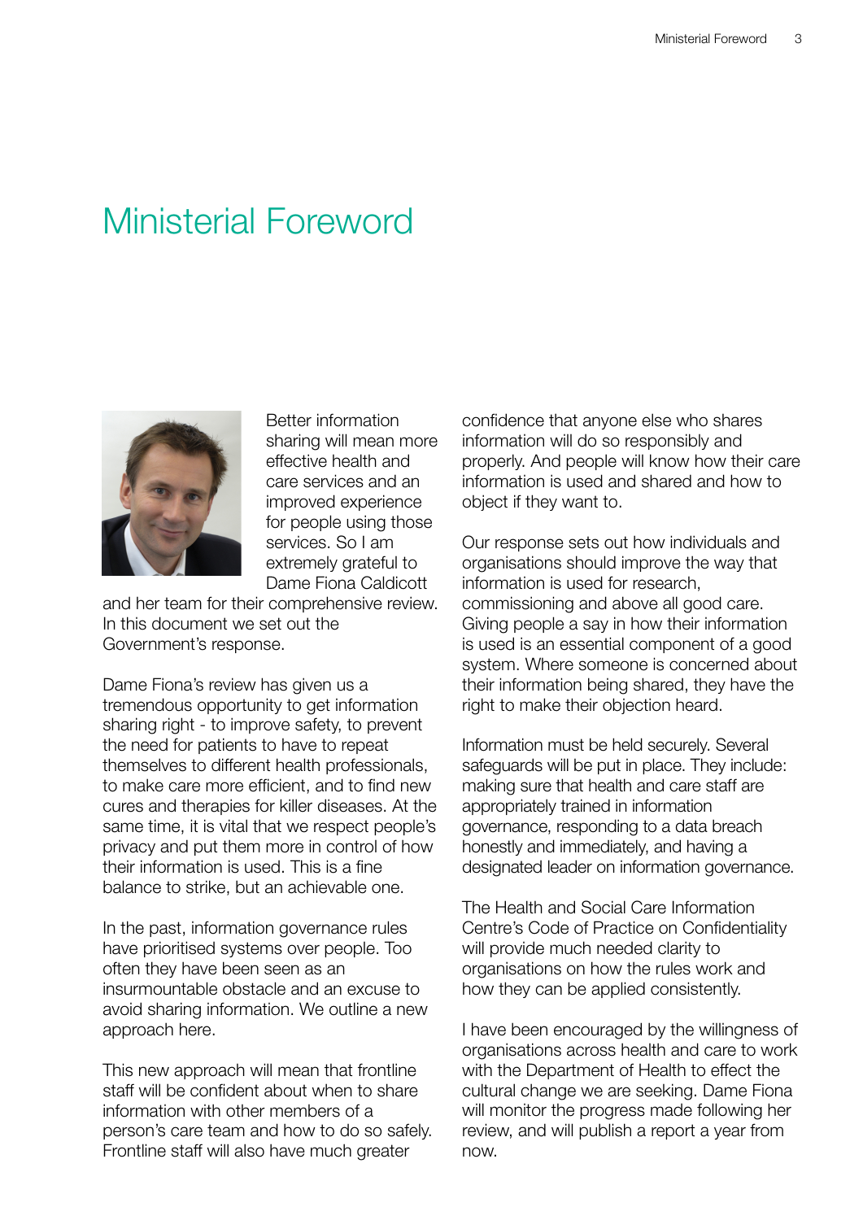# Ministerial Foreword

Better information sharing will mean more effective health and care services and an improved experience for people using those services. So I am extremely grateful to Dame Fiona Caldicott and her team for their comprehensive review. In this document we set out the Government's response.

Dame Fiona's review has given us a tremendous opportunity to get information sharing right - to improve safety, to prevent the need for patients to have to repeat themselves to different health professionals, to make care more efficient, and to find new cures and therapies for killer diseases. At the same time, it is vital that we respect people's privacy and put them more in control of how their information is used. This is a fine balance to strike, but an achievable one.

In the past, information governance rules have prioritised systems over people. Too often they have been seen as an insurmountable obstacle and an excuse to avoid sharing information. We outline a new approach here.

This new approach will mean that frontline staff will be confident about when to share information with other members of a person's care team and how to do so safely. Frontline staff will also have much greater confidence that anyone else who shares information will do so responsibly and properly. And people will know how their care information is used and shared and how to object if they want to.

Our response sets out how individuals and organisations should improve the way that information is used for research, commissioning and above all good care. Giving people a say in how their information is used is an essential component of a good system. Where someone is concerned about their information being shared, they have the right to make their objection heard.

Information must be held securely. Several safeguards will be put in place. They include: making sure that health and care staff are appropriately trained in information governance, responding to a data breach honestly and immediately, and having a designated leader on information governance.

The Health and Social Care Information Centre's Code of Practice on Confidentiality will provide much needed clarity to organisations on how the rules work and how they can be applied consistently.

I have been encouraged by the willingness of organisations across health and care to work with the Department of Health to effect the cultural change we are seeking. Dame Fiona will monitor the progress made following her review, and will publish a report a year from now.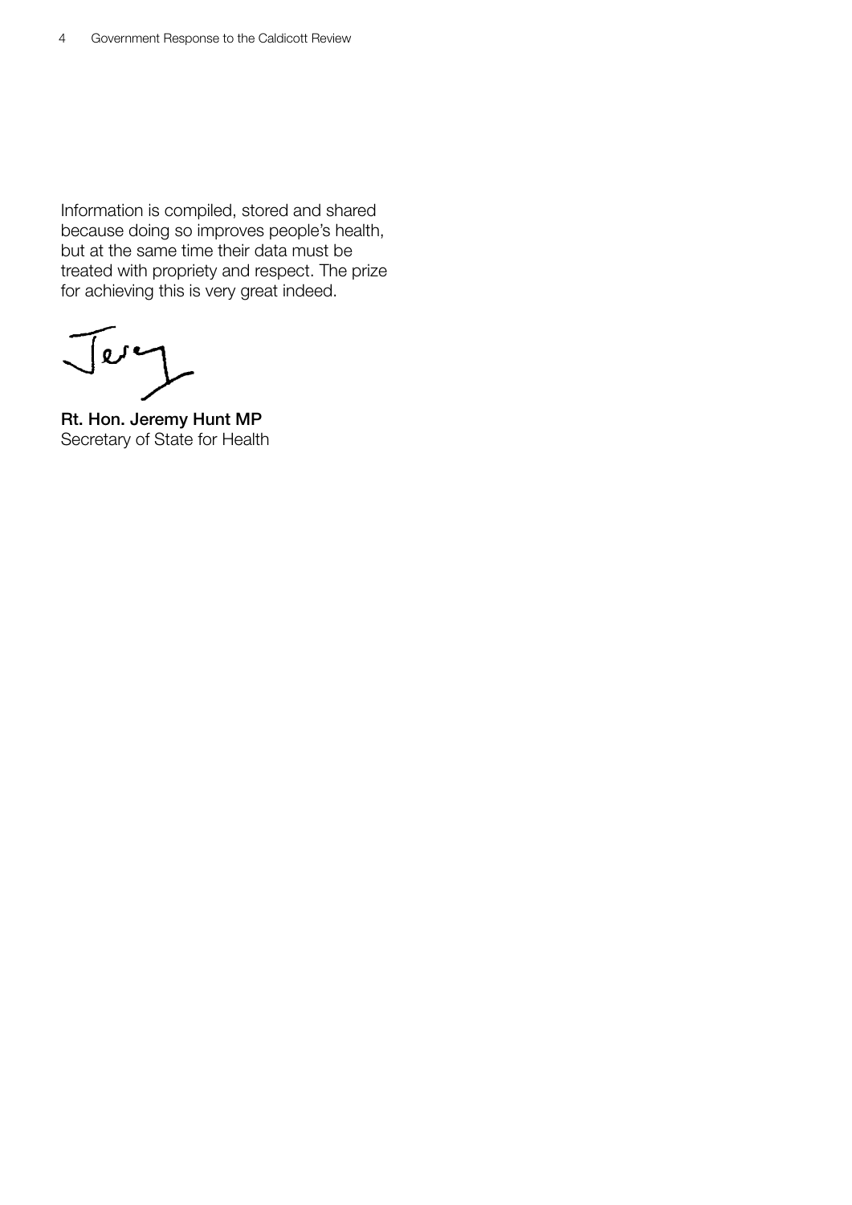Information is compiled, stored and shared because doing so improves people's health, but at the same time their data must be treated with propriety and respect. The prize for achieving this is very great indeed.

**Rt. Hon. Jeremy Hunt MP**
Secretary of State for Health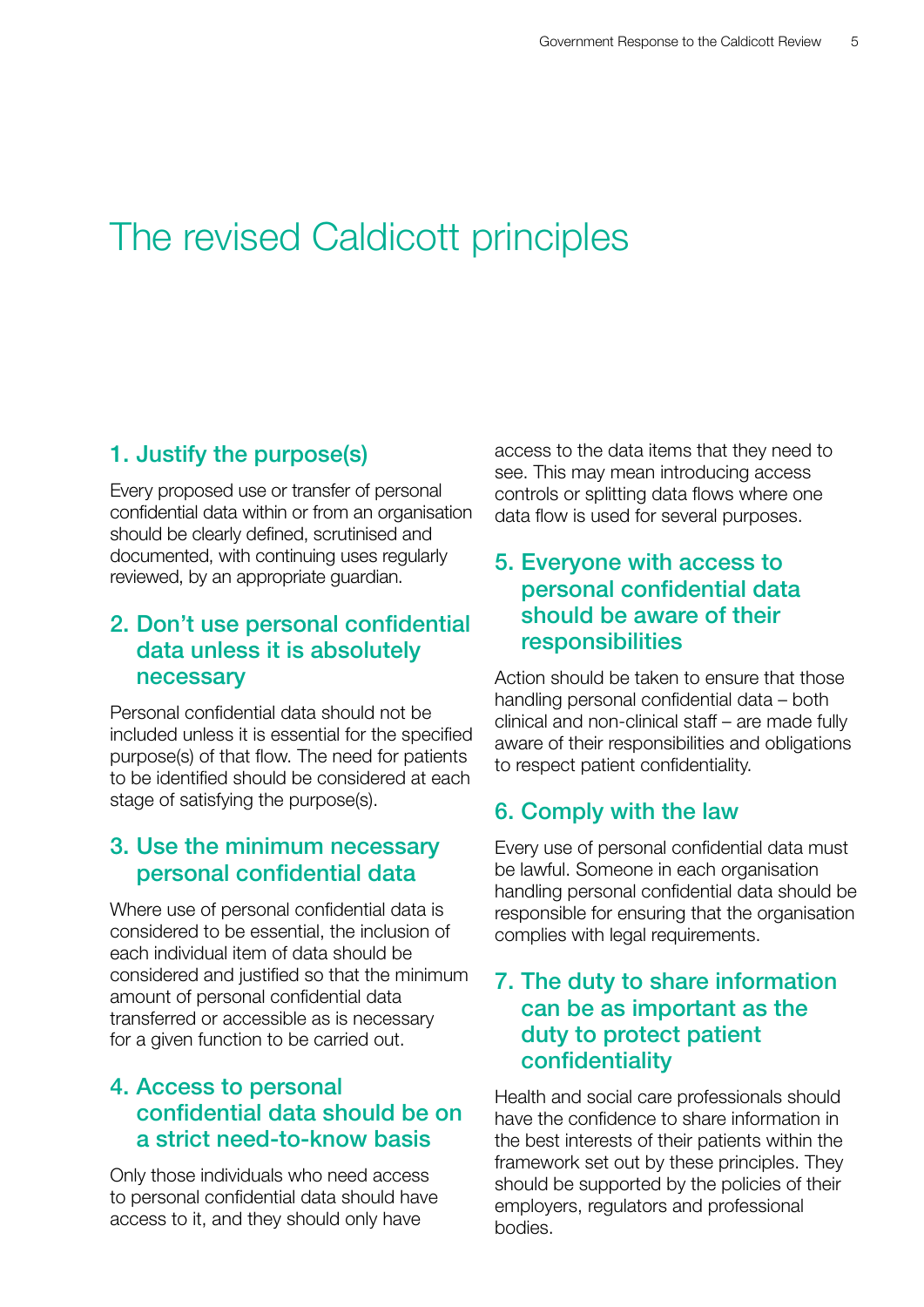# The revised Caldicott principles

## 1. Justify the purpose(s)

Every proposed use or transfer of personal confidential data within or from an organisation should be clearly defined, scrutinised and documented, with continuing uses regularly reviewed, by an appropriate guardian.

## 2. Don't use personal confidential data unless it is absolutely necessary

Personal confidential data should not be included unless it is essential for the specified purpose(s) of that flow. The need for patients to be identified should be considered at each stage of satisfying the purpose(s).

## 3. Use the minimum necessary personal confidential data

Where use of personal confidential data is considered to be essential, the inclusion of each individual item of data should be considered and justified so that the minimum amount of personal confidential data transferred or accessible as is necessary for a given function to be carried out.

## 4. Access to personal confidential data should be on a strict need-to-know basis

Only those individuals who need access to personal confidential data should have access to it, and they should only have access to the data items that they need to see. This may mean introducing access controls or splitting data flows where one data flow is used for several purposes.

## 5. Everyone with access to personal confidential data should be aware of their responsibilities

Action should be taken to ensure that those handling personal confidential data – both clinical and non-clinical staff – are made fully aware of their responsibilities and obligations to respect patient confidentiality.

## 6. Comply with the law

Every use of personal confidential data must be lawful. Someone in each organisation handling personal confidential data should be responsible for ensuring that the organisation complies with legal requirements.

## 7. The duty to share information can be as important as the duty to protect patient confidentiality

Health and social care professionals should have the confidence to share information in the best interests of their patients within the framework set out by these principles. They should be supported by the policies of their employers, regulators and professional bodies.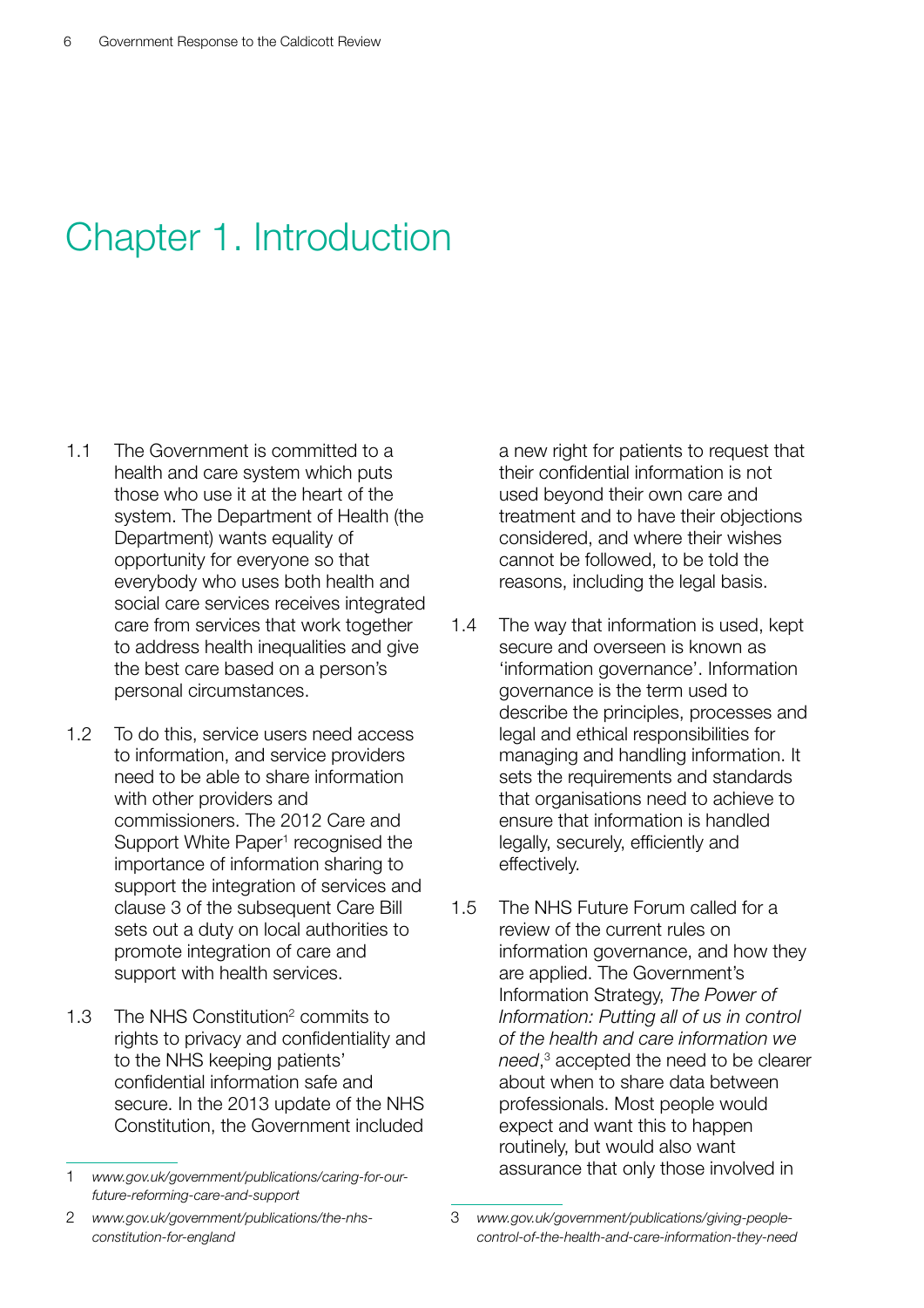# Chapter 1. Introduction

1.1 The Government is committed to a health and care system which puts those who use it at the heart of the system. The Department of Health (the Department) wants equality of opportunity for everyone so that everybody who uses both health and social care services receives integrated care from services that work together to address health inequalities and give the best care based on a person's personal circumstances.

1.2 To do this, service users need access to information, and service providers need to be able to share information with other providers and commissioners. The 2012 Care and Support White Paper[1] recognised the importance of information sharing to support the integration of services and clause 3 of the subsequent Care Bill sets out a duty on local authorities to promote integration of care and support with health services.

1.3 The NHS Constitution[2] commits to rights to privacy and confidentiality and to the NHS keeping patients' confidential information safe and secure. In the 2013 update of the NHS Constitution, the Government included a new right for patients to request that their confidential information is not used beyond their own care and treatment and to have their objections considered, and where their wishes cannot be followed, to be told the reasons, including the legal basis.

1.4 The way that information is used, kept secure and overseen is known as 'information governance'. Information governance is the term used to describe the principles, processes and legal and ethical responsibilities for managing and handling information. It sets the requirements and standards that organisations need to achieve to ensure that information is handled legally, securely, efficiently and effectively.

1.5 The NHS Future Forum called for a review of the current rules on information governance, and how they are applied. The Government's Information Strategy, *The Power of Information: Putting all of us in control of the health and care information we need*,[3] accepted the need to be clearer about when to share data between professionals. Most people would expect and want this to happen routinely, but would also want assurance that only those involved in

---

1 *www.gov.uk/government/publications/caring-for-our-future-reforming-care-and-support*

2 *www.gov.uk/government/publications/the-nhs-constitution-for-england*

3 *www.gov.uk/government/publications/giving-people-control-of-the-health-and-care-information-they-need*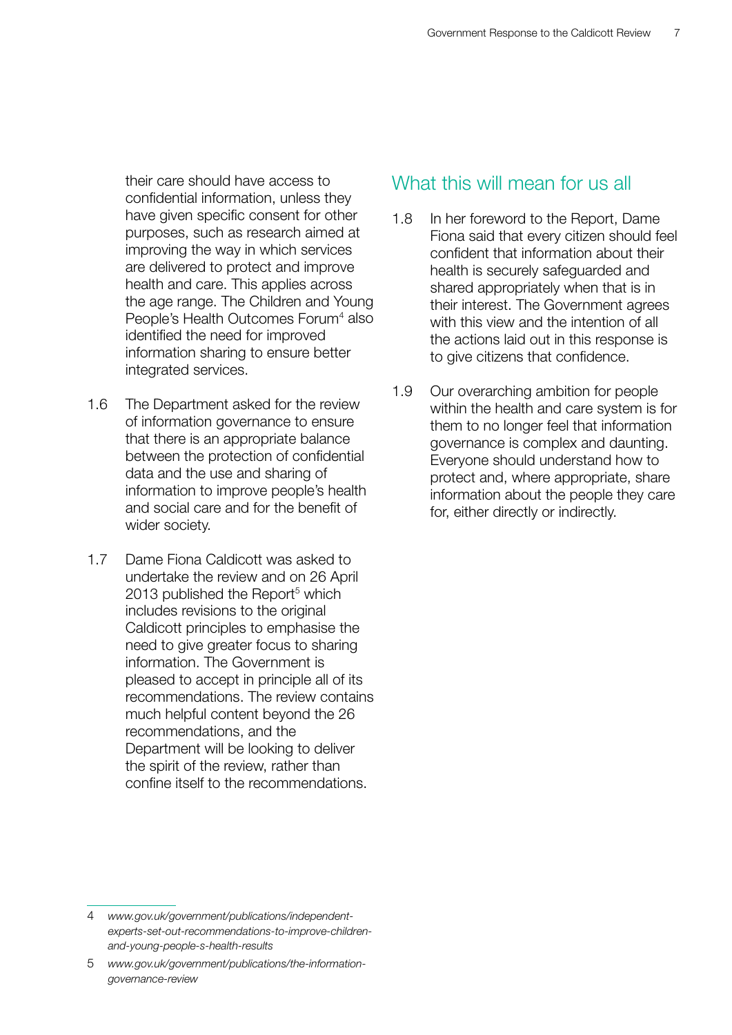their care should have access to confidential information, unless they have given specific consent for other purposes, such as research aimed at improving the way in which services are delivered to protect and improve health and care. This applies across the age range. The Children and Young People's Health Outcomes Forum[4] also identified the need for improved information sharing to ensure better integrated services.

1.6 The Department asked for the review of information governance to ensure that there is an appropriate balance between the protection of confidential data and the use and sharing of information to improve people's health and social care and for the benefit of wider society.

1.7 Dame Fiona Caldicott was asked to undertake the review and on 26 April 2013 published the Report[5] which includes revisions to the original Caldicott principles to emphasise the need to give greater focus to sharing information. The Government is pleased to accept in principle all of its recommendations. The review contains much helpful content beyond the 26 recommendations, and the Department will be looking to deliver the spirit of the review, rather than confine itself to the recommendations.

## What this will mean for us all

1.8 In her foreword to the Report, Dame Fiona said that every citizen should feel confident that information about their health is securely safeguarded and shared appropriately when that is in their interest. The Government agrees with this view and the intention of all the actions laid out in this response is to give citizens that confidence.

1.9 Our overarching ambition for people within the health and care system is for them to no longer feel that information governance is complex and daunting. Everyone should understand how to protect and, where appropriate, share information about the people they care for, either directly or indirectly.

---

4 *www.gov.uk/government/publications/independent-experts-set-out-recommendations-to-improve-children-and-young-people-s-health-results*

5 *www.gov.uk/government/publications/the-information-governance-review*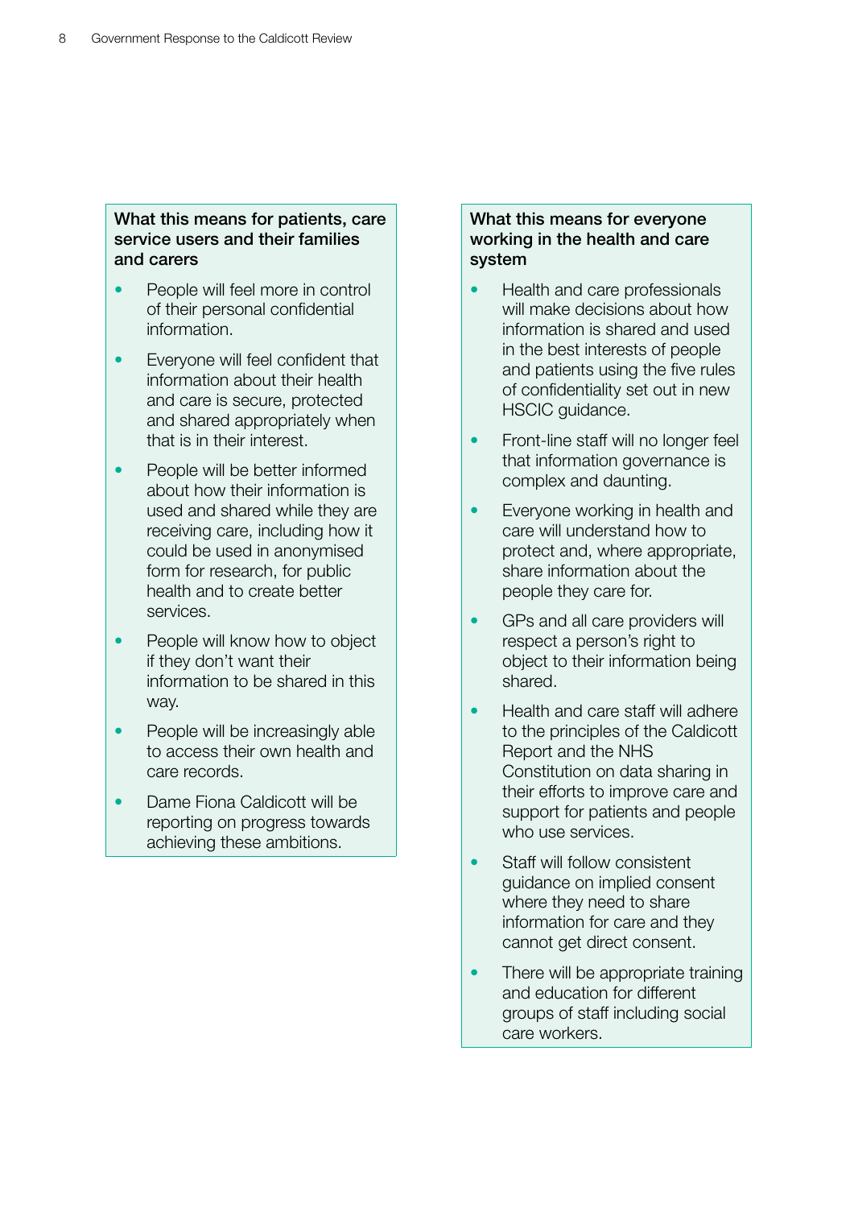**What this means for patients, care service users and their families and carers**

- People will feel more in control of their personal confidential information.
- Everyone will feel confident that information about their health and care is secure, protected and shared appropriately when that is in their interest.
- People will be better informed about how their information is used and shared while they are receiving care, including how it could be used in anonymised form for research, for public health and to create better services.
- People will know how to object if they don't want their information to be shared in this way.
- People will be increasingly able to access their own health and care records.
- Dame Fiona Caldicott will be reporting on progress towards achieving these ambitions.

**What this means for everyone working in the health and care system**

- Health and care professionals will make decisions about how information is shared and used in the best interests of people and patients using the five rules of confidentiality set out in new HSCIC guidance.
- Front-line staff will no longer feel that information governance is complex and daunting.
- Everyone working in health and care will understand how to protect and, where appropriate, share information about the people they care for.
- GPs and all care providers will respect a person's right to object to their information being shared.
- Health and care staff will adhere to the principles of the Caldicott Report and the NHS Constitution on data sharing in their efforts to improve care and support for patients and people who use services.
- Staff will follow consistent guidance on implied consent where they need to share information for care and they cannot get direct consent.
- There will be appropriate training and education for different groups of staff including social care workers.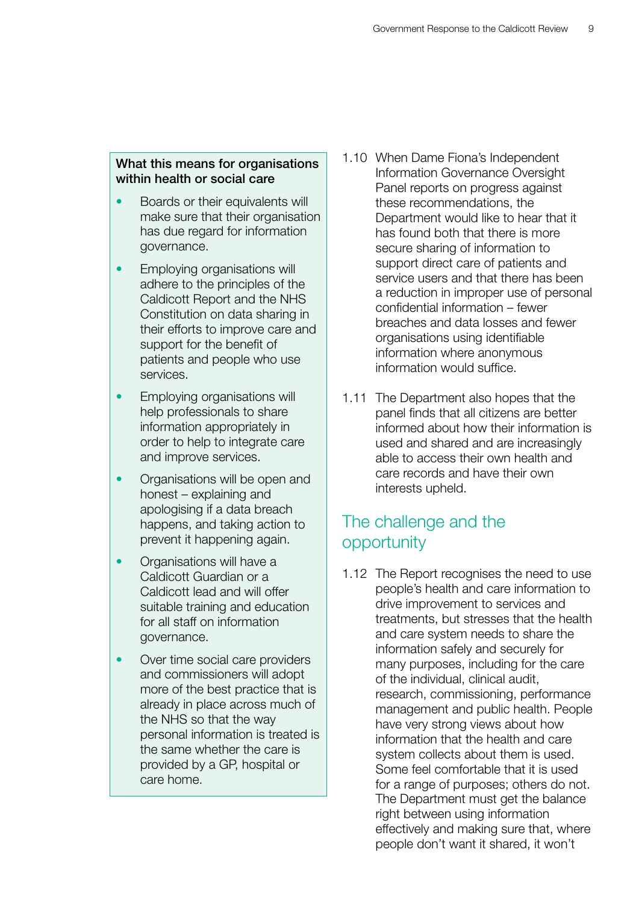**What this means for organisations within health or social care**

- Boards or their equivalents will make sure that their organisation has due regard for information governance.
- Employing organisations will adhere to the principles of the Caldicott Report and the NHS Constitution on data sharing in their efforts to improve care and support for the benefit of patients and people who use services.
- Employing organisations will help professionals to share information appropriately in order to help to integrate care and improve services.
- Organisations will be open and honest – explaining and apologising if a data breach happens, and taking action to prevent it happening again.
- Organisations will have a Caldicott Guardian or a Caldicott lead and will offer suitable training and education for all staff on information governance.
- Over time social care providers and commissioners will adopt more of the best practice that is already in place across much of the NHS so that the way personal information is treated is the same whether the care is provided by a GP, hospital or care home.

1.10 When Dame Fiona's Independent Information Governance Oversight Panel reports on progress against these recommendations, the Department would like to hear that it has found both that there is more secure sharing of information to support direct care of patients and service users and that there has been a reduction in improper use of personal confidential information – fewer breaches and data losses and fewer organisations using identifiable information where anonymous information would suffice.

1.11 The Department also hopes that the panel finds that all citizens are better informed about how their information is used and shared and are increasingly able to access their own health and care records and have their own interests upheld.

## The challenge and the opportunity

1.12 The Report recognises the need to use people's health and care information to drive improvement to services and treatments, but stresses that the health and care system needs to share the information safely and securely for many purposes, including for the care of the individual, clinical audit, research, commissioning, performance management and public health. People have very strong views about how information that the health and care system collects about them is used. Some feel comfortable that it is used for a range of purposes; others do not. The Department must get the balance right between using information effectively and making sure that, where people don't want it shared, it won't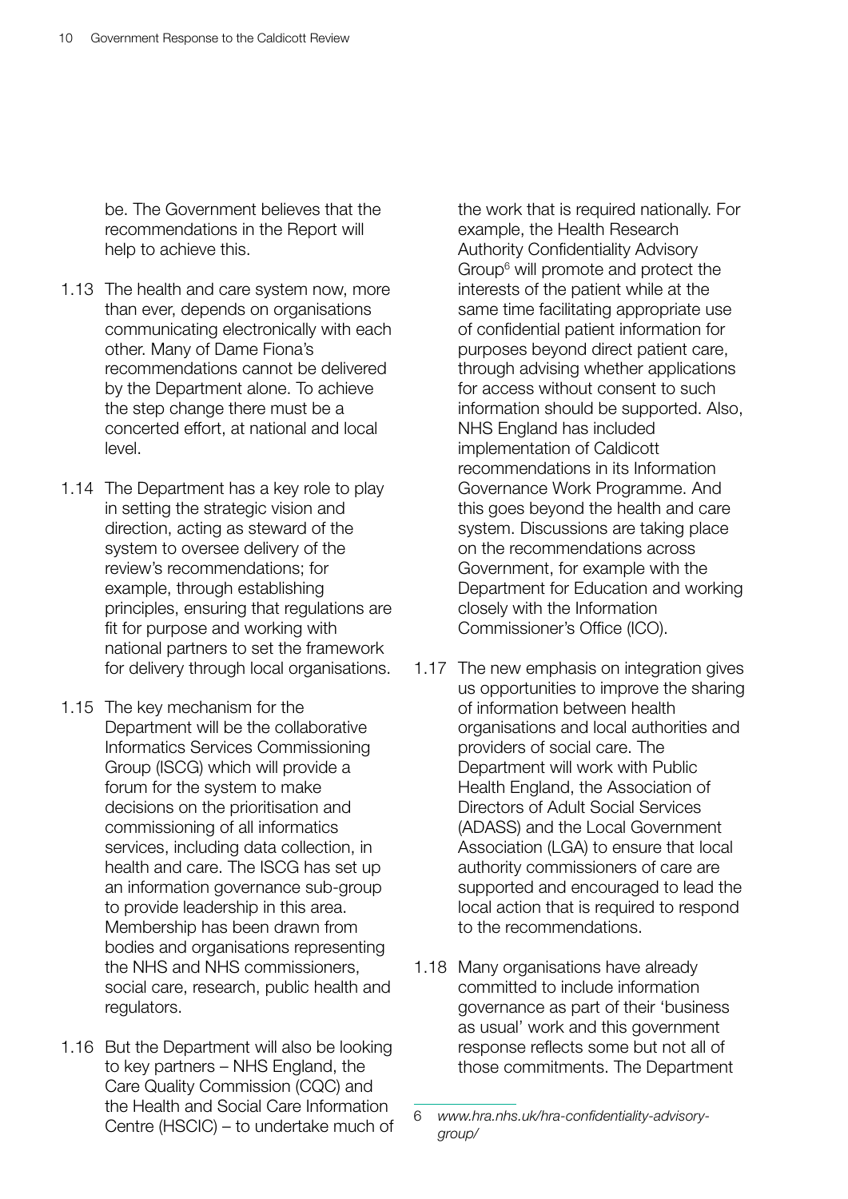be. The Government believes that the recommendations in the Report will help to achieve this.

1.13 The health and care system now, more than ever, depends on organisations communicating electronically with each other. Many of Dame Fiona's recommendations cannot be delivered by the Department alone. To achieve the step change there must be a concerted effort, at national and local level.

1.14 The Department has a key role to play in setting the strategic vision and direction, acting as steward of the system to oversee delivery of the review's recommendations; for example, through establishing principles, ensuring that regulations are fit for purpose and working with national partners to set the framework for delivery through local organisations.

1.15 The key mechanism for the Department will be the collaborative Informatics Services Commissioning Group (ISCG) which will provide a forum for the system to make decisions on the prioritisation and commissioning of all informatics services, including data collection, in health and care. The ISCG has set up an information governance sub-group to provide leadership in this area. Membership has been drawn from bodies and organisations representing the NHS and NHS commissioners, social care, research, public health and regulators.

1.16 But the Department will also be looking to key partners – NHS England, the Care Quality Commission (CQC) and the Health and Social Care Information Centre (HSCIC) – to undertake much of the work that is required nationally. For example, the Health Research Authority Confidentiality Advisory Group[6] will promote and protect the interests of the patient while at the same time facilitating appropriate use of confidential patient information for purposes beyond direct patient care, through advising whether applications for access without consent to such information should be supported. Also, NHS England has included implementation of Caldicott recommendations in its Information Governance Work Programme. And this goes beyond the health and care system. Discussions are taking place on the recommendations across Government, for example with the Department for Education and working closely with the Information Commissioner's Office (ICO).

1.17 The new emphasis on integration gives us opportunities to improve the sharing of information between health organisations and local authorities and providers of social care. The Department will work with Public Health England, the Association of Directors of Adult Social Services (ADASS) and the Local Government Association (LGA) to ensure that local authority commissioners of care are supported and encouraged to lead the local action that is required to respond to the recommendations.

1.18 Many organisations have already committed to include information governance as part of their 'business as usual' work and this government response reflects some but not all of those commitments. The Department

---

6 *www.hra.nhs.uk/hra-confidentiality-advisory-group/*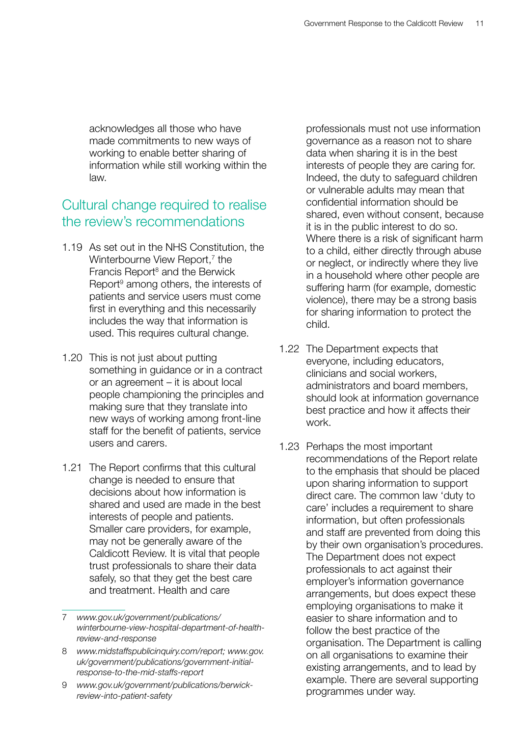acknowledges all those who have made commitments to new ways of working to enable better sharing of information while still working within the law.

## Cultural change required to realise the review's recommendations

1.19 As set out in the NHS Constitution, the Winterbourne View Report,[7] the Francis Report[8] and the Berwick Report[9] among others, the interests of patients and service users must come first in everything and this necessarily includes the way that information is used. This requires cultural change.

1.20 This is not just about putting something in guidance or in a contract or an agreement – it is about local people championing the principles and making sure that they translate into new ways of working among front-line staff for the benefit of patients, service users and carers.

1.21 The Report confirms that this cultural change is needed to ensure that decisions about how information is shared and used are made in the best interests of people and patients. Smaller care providers, for example, may not be generally aware of the Caldicott Review. It is vital that people trust professionals to share their data safely, so that they get the best care and treatment. Health and care professionals must not use information governance as a reason not to share data when sharing it is in the best interests of people they are caring for. Indeed, the duty to safeguard children or vulnerable adults may mean that confidential information should be shared, even without consent, because it is in the public interest to do so. Where there is a risk of significant harm to a child, either directly through abuse or neglect, or indirectly where they live in a household where other people are suffering harm (for example, domestic violence), there may be a strong basis for sharing information to protect the child.

1.22 The Department expects that everyone, including educators, clinicians and social workers, administrators and board members, should look at information governance best practice and how it affects their work.

1.23 Perhaps the most important recommendations of the Report relate to the emphasis that should be placed upon sharing information to support direct care. The common law 'duty to care' includes a requirement to share information, but often professionals and staff are prevented from doing this by their own organisation's procedures. The Department does not expect professionals to act against their employer's information governance arrangements, but does expect these employing organisations to make it easier to share information and to follow the best practice of the organisation. The Department is calling on all organisations to examine their existing arrangements, and to lead by example. There are several supporting programmes under way.

---

7 *www.gov.uk/government/publications/winterbourne-view-hospital-department-of-health-review-and-response*

8 *www.midstaffspublicinquiry.com/report; www.gov.uk/government/publications/government-initial-response-to-the-mid-staffs-report*

9 *www.gov.uk/government/publications/berwick-review-into-patient-safety*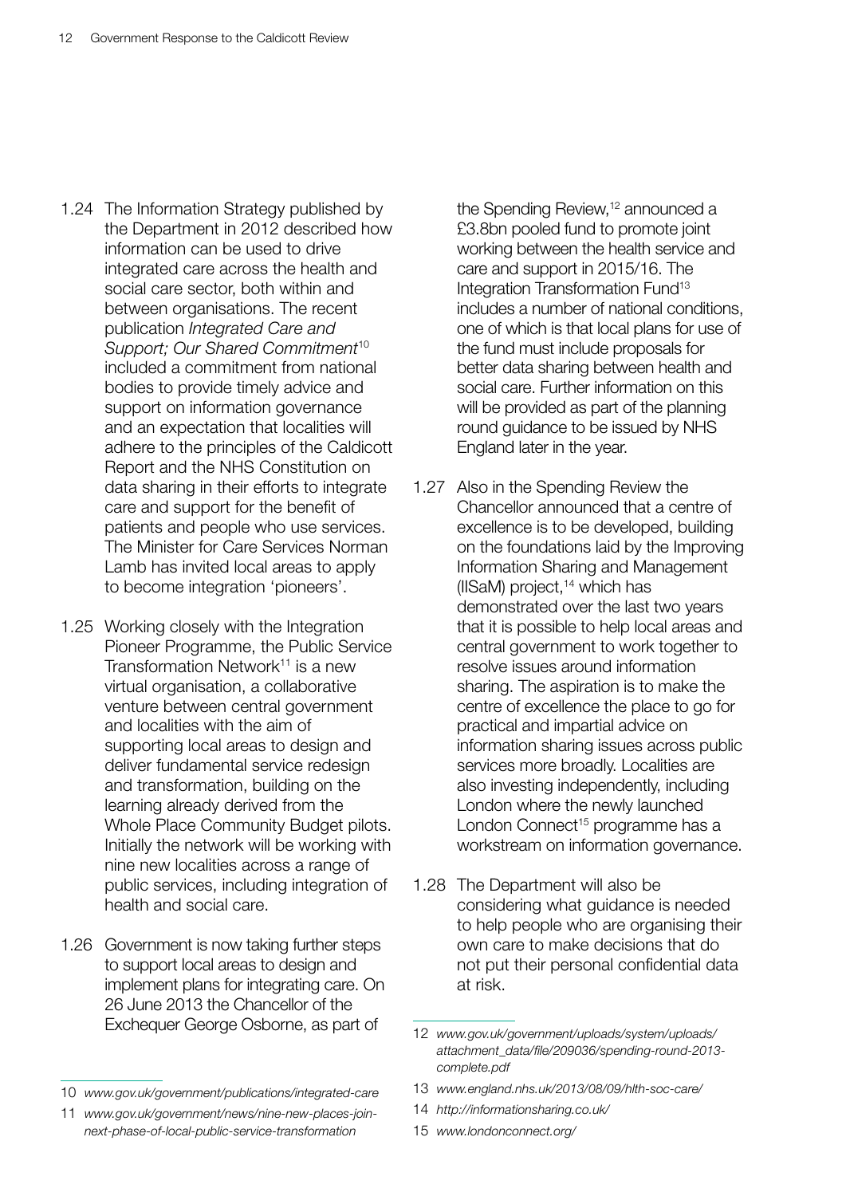1.24 The Information Strategy published by the Department in 2012 described how information can be used to drive integrated care across the health and social care sector, both within and between organisations. The recent publication *Integrated Care and Support; Our Shared Commitment*[10] included a commitment from national bodies to provide timely advice and support on information governance and an expectation that localities will adhere to the principles of the Caldicott Report and the NHS Constitution on data sharing in their efforts to integrate care and support for the benefit of patients and people who use services. The Minister for Care Services Norman Lamb has invited local areas to apply to become integration 'pioneers'.

1.25 Working closely with the Integration Pioneer Programme, the Public Service Transformation Network[11] is a new virtual organisation, a collaborative venture between central government and localities with the aim of supporting local areas to design and deliver fundamental service redesign and transformation, building on the learning already derived from the Whole Place Community Budget pilots. Initially the network will be working with nine new localities across a range of public services, including integration of health and social care.

1.26 Government is now taking further steps to support local areas to design and implement plans for integrating care. On 26 June 2013 the Chancellor of the Exchequer George Osborne, as part of the Spending Review,[12] announced a £3.8bn pooled fund to promote joint working between the health service and care and support in 2015/16. The Integration Transformation Fund[13] includes a number of national conditions, one of which is that local plans for use of the fund must include proposals for better data sharing between health and social care. Further information on this will be provided as part of the planning round guidance to be issued by NHS England later in the year.

1.27 Also in the Spending Review the Chancellor announced that a centre of excellence is to be developed, building on the foundations laid by the Improving Information Sharing and Management (IISaM) project,[14] which has demonstrated over the last two years that it is possible to help local areas and central government to work together to resolve issues around information sharing. The aspiration is to make the centre of excellence the place to go for practical and impartial advice on information sharing issues across public services more broadly. Localities are also investing independently, including London where the newly launched London Connect[15] programme has a workstream on information governance.

1.28 The Department will also be considering what guidance is needed to help people who are organising their own care to make decisions that do not put their personal confidential data at risk.

---

10 *www.gov.uk/government/publications/integrated-care*

11 *www.gov.uk/government/news/nine-new-places-join-next-phase-of-local-public-service-transformation*

12 *www.gov.uk/government/uploads/system/uploads/attachment_data/file/209036/spending-round-2013-complete.pdf*

13 *www.england.nhs.uk/2013/08/09/hlth-soc-care/*

14 *http://informationsharing.co.uk/*

15 *www.londonconnect.org/*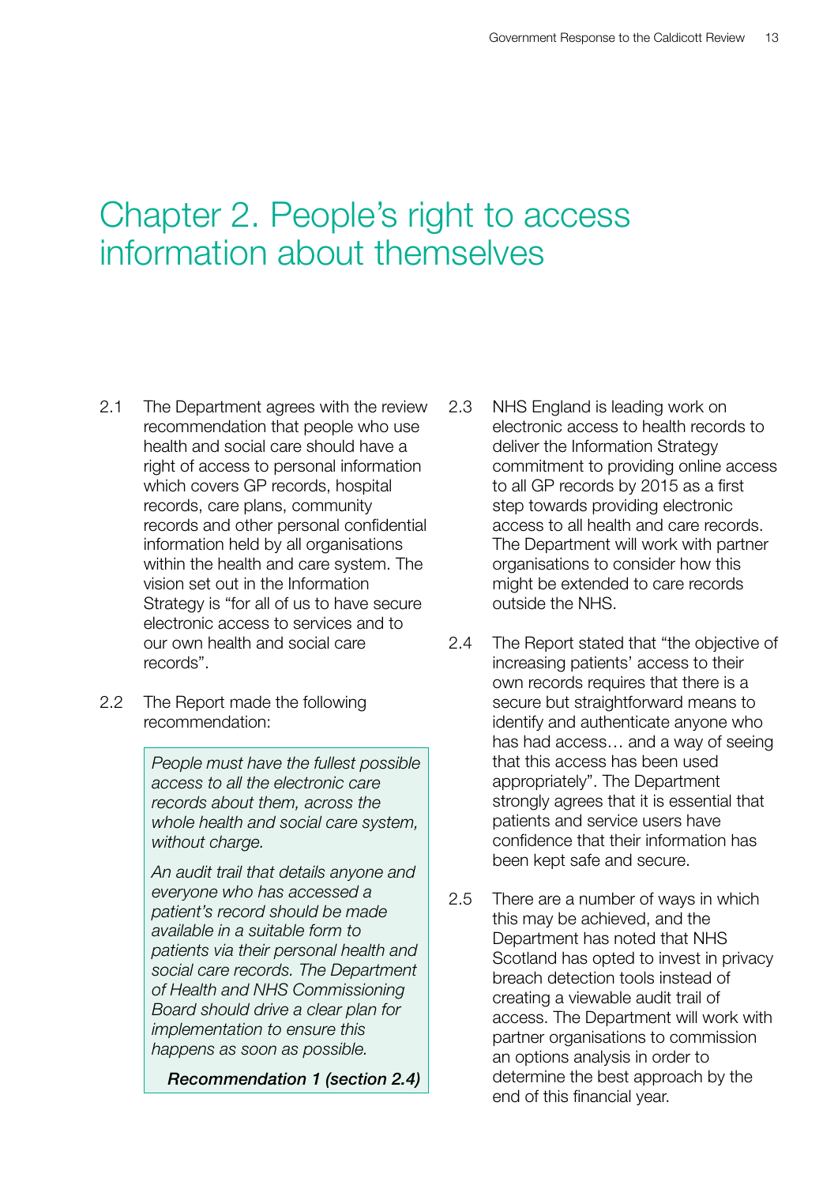# Chapter 2. People's right to access information about themselves

2.1 The Department agrees with the review recommendation that people who use health and social care should have a right of access to personal information which covers GP records, hospital records, care plans, community records and other personal confidential information held by all organisations within the health and care system. The vision set out in the Information Strategy is "for all of us to have secure electronic access to services and to our own health and social care records".

2.2 The Report made the following recommendation:

> *People must have the fullest possible access to all the electronic care records about them, across the whole health and social care system, without charge.*
>
> *An audit trail that details anyone and everyone who has accessed a patient's record should be made available in a suitable form to patients via their personal health and social care records. The Department of Health and NHS Commissioning Board should drive a clear plan for implementation to ensure this happens as soon as possible.*
>
> ***Recommendation 1 (section 2.4)***

2.3 NHS England is leading work on electronic access to health records to deliver the Information Strategy commitment to providing online access to all GP records by 2015 as a first step towards providing electronic access to all health and care records. The Department will work with partner organisations to consider how this might be extended to care records outside the NHS.

2.4 The Report stated that "the objective of increasing patients' access to their own records requires that there is a secure but straightforward means to identify and authenticate anyone who has had access… and a way of seeing that this access has been used appropriately". The Department strongly agrees that it is essential that patients and service users have confidence that their information has been kept safe and secure.

2.5 There are a number of ways in which this may be achieved, and the Department has noted that NHS Scotland has opted to invest in privacy breach detection tools instead of creating a viewable audit trail of access. The Department will work with partner organisations to commission an options analysis in order to determine the best approach by the end of this financial year.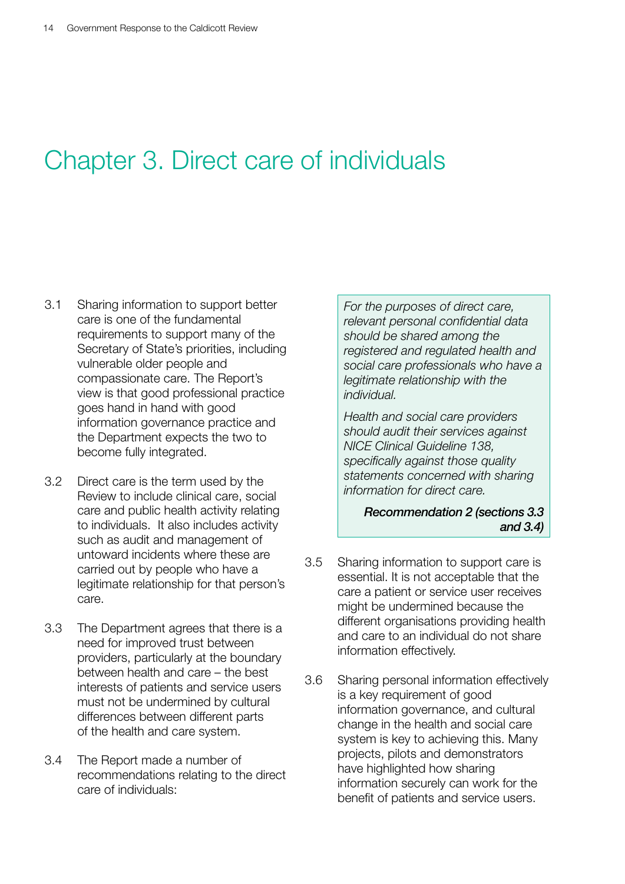# Chapter 3. Direct care of individuals

3.1 Sharing information to support better care is one of the fundamental requirements to support many of the Secretary of State's priorities, including vulnerable older people and compassionate care. The Report's view is that good professional practice goes hand in hand with good information governance practice and the Department expects the two to become fully integrated.

3.2 Direct care is the term used by the Review to include clinical care, social care and public health activity relating to individuals. It also includes activity such as audit and management of untoward incidents where these are carried out by people who have a legitimate relationship for that person's care.

3.3 The Department agrees that there is a need for improved trust between providers, particularly at the boundary between health and care – the best interests of patients and service users must not be undermined by cultural differences between different parts of the health and care system.

3.4 The Report made a number of recommendations relating to the direct care of individuals:

> *For the purposes of direct care, relevant personal confidential data should be shared among the registered and regulated health and social care professionals who have a legitimate relationship with the individual.*
>
> *Health and social care providers should audit their services against NICE Clinical Guideline 138, specifically against those quality statements concerned with sharing information for direct care.*
>
> ***Recommendation 2 (sections 3.3 and 3.4)***

3.5 Sharing information to support care is essential. It is not acceptable that the care a patient or service user receives might be undermined because the different organisations providing health and care to an individual do not share information effectively.

3.6 Sharing personal information effectively is a key requirement of good information governance, and cultural change in the health and social care system is key to achieving this. Many projects, pilots and demonstrators have highlighted how sharing information securely can work for the benefit of patients and service users.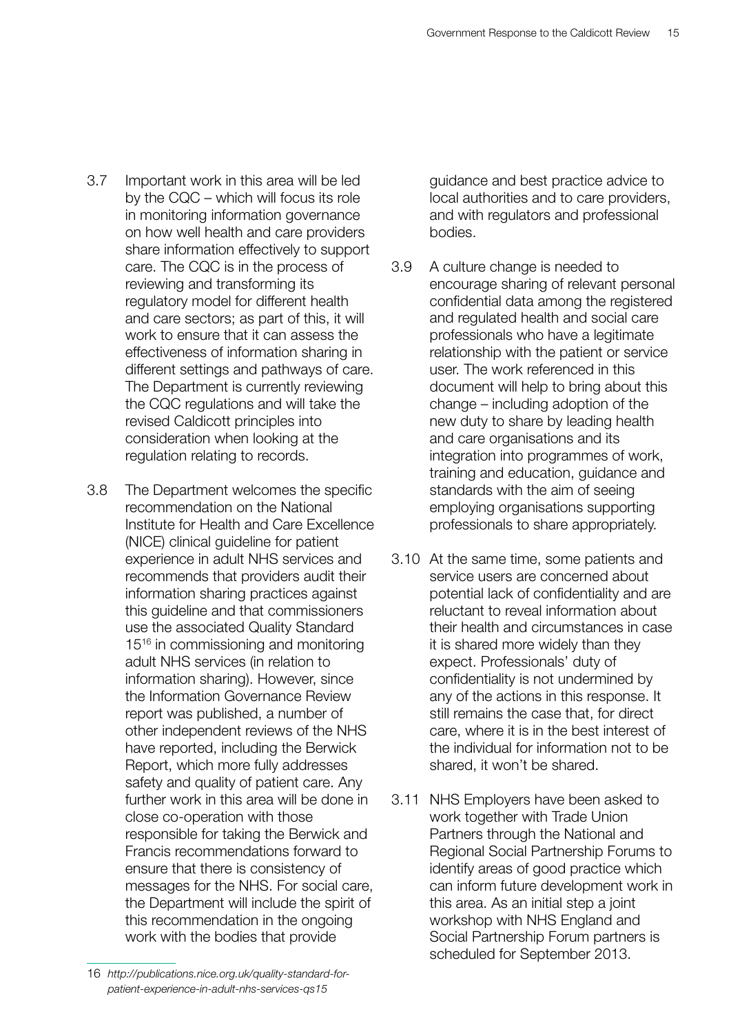3.7 Important work in this area will be led by the CQC – which will focus its role in monitoring information governance on how well health and care providers share information effectively to support care. The CQC is in the process of reviewing and transforming its regulatory model for different health and care sectors; as part of this, it will work to ensure that it can assess the effectiveness of information sharing in different settings and pathways of care. The Department is currently reviewing the CQC regulations and will take the revised Caldicott principles into consideration when looking at the regulation relating to records.

3.8 The Department welcomes the specific recommendation on the National Institute for Health and Care Excellence (NICE) clinical guideline for patient experience in adult NHS services and recommends that providers audit their information sharing practices against this guideline and that commissioners use the associated Quality Standard 15[16] in commissioning and monitoring adult NHS services (in relation to information sharing). However, since the Information Governance Review report was published, a number of other independent reviews of the NHS have reported, including the Berwick Report, which more fully addresses safety and quality of patient care. Any further work in this area will be done in close co-operation with those responsible for taking the Berwick and Francis recommendations forward to ensure that there is consistency of messages for the NHS. For social care, the Department will include the spirit of this recommendation in the ongoing work with the bodies that provide guidance and best practice advice to local authorities and to care providers, and with regulators and professional bodies.

3.9 A culture change is needed to encourage sharing of relevant personal confidential data among the registered and regulated health and social care professionals who have a legitimate relationship with the patient or service user. The work referenced in this document will help to bring about this change – including adoption of the new duty to share by leading health and care organisations and its integration into programmes of work, training and education, guidance and standards with the aim of seeing employing organisations supporting professionals to share appropriately.

3.10 At the same time, some patients and service users are concerned about potential lack of confidentiality and are reluctant to reveal information about their health and circumstances in case it is shared more widely than they expect. Professionals' duty of confidentiality is not undermined by any of the actions in this response. It still remains the case that, for direct care, where it is in the best interest of the individual for information not to be shared, it won't be shared.

3.11 NHS Employers have been asked to work together with Trade Union Partners through the National and Regional Social Partnership Forums to identify areas of good practice which can inform future development work in this area. As an initial step a joint workshop with NHS England and Social Partnership Forum partners is scheduled for September 2013.

---

16 *http://publications.nice.org.uk/quality-standard-for-patient-experience-in-adult-nhs-services-qs15*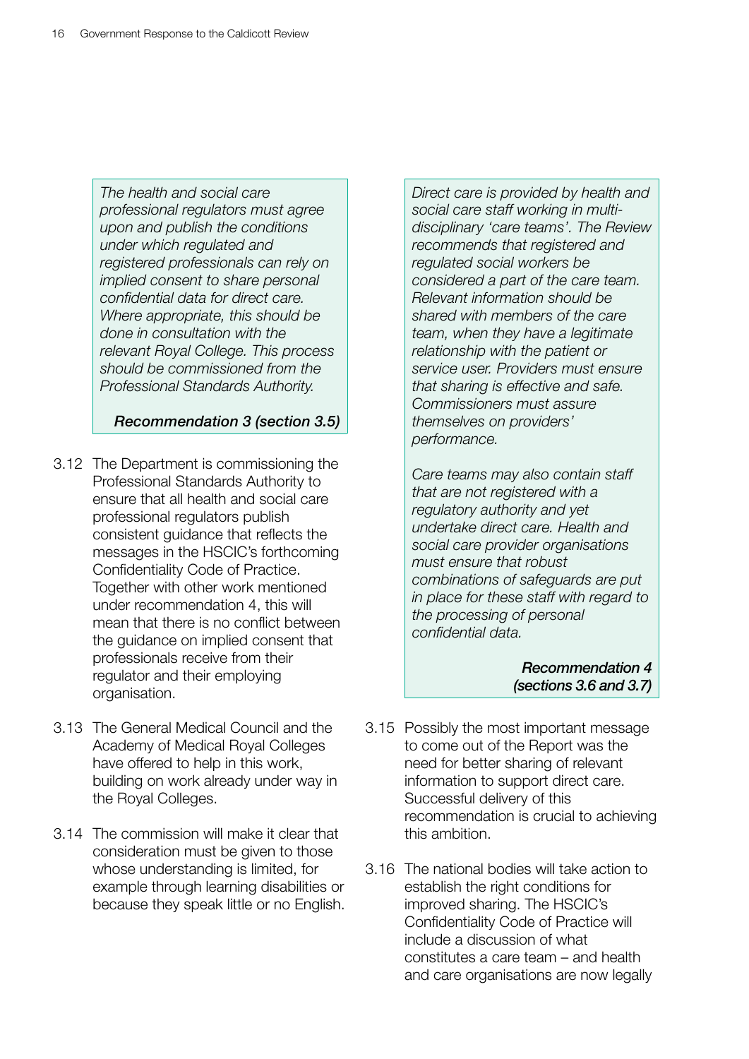*The health and social care professional regulators must agree upon and publish the conditions under which regulated and registered professionals can rely on implied consent to share personal confidential data for direct care. Where appropriate, this should be done in consultation with the relevant Royal College. This process should be commissioned from the Professional Standards Authority.*

***Recommendation 3 (section 3.5)***

3.12 The Department is commissioning the Professional Standards Authority to ensure that all health and social care professional regulators publish consistent guidance that reflects the messages in the HSCIC's forthcoming Confidentiality Code of Practice. Together with other work mentioned under recommendation 4, this will mean that there is no conflict between the guidance on implied consent that professionals receive from their regulator and their employing organisation.

3.13 The General Medical Council and the Academy of Medical Royal Colleges have offered to help in this work, building on work already under way in the Royal Colleges.

3.14 The commission will make it clear that consideration must be given to those whose understanding is limited, for example through learning disabilities or because they speak little or no English.

*Direct care is provided by health and social care staff working in multi-disciplinary 'care teams'. The Review recommends that registered and regulated social workers be considered a part of the care team. Relevant information should be shared with members of the care team, when they have a legitimate relationship with the patient or service user. Providers must ensure that sharing is effective and safe. Commissioners must assure themselves on providers' performance.*

*Care teams may also contain staff that are not registered with a regulatory authority and yet undertake direct care. Health and social care provider organisations must ensure that robust combinations of safeguards are put in place for these staff with regard to the processing of personal confidential data.*

***Recommendation 4 (sections 3.6 and 3.7)***

3.15 Possibly the most important message to come out of the Report was the need for better sharing of relevant information to support direct care. Successful delivery of this recommendation is crucial to achieving this ambition.

3.16 The national bodies will take action to establish the right conditions for improved sharing. The HSCIC's Confidentiality Code of Practice will include a discussion of what constitutes a care team – and health and care organisations are now legally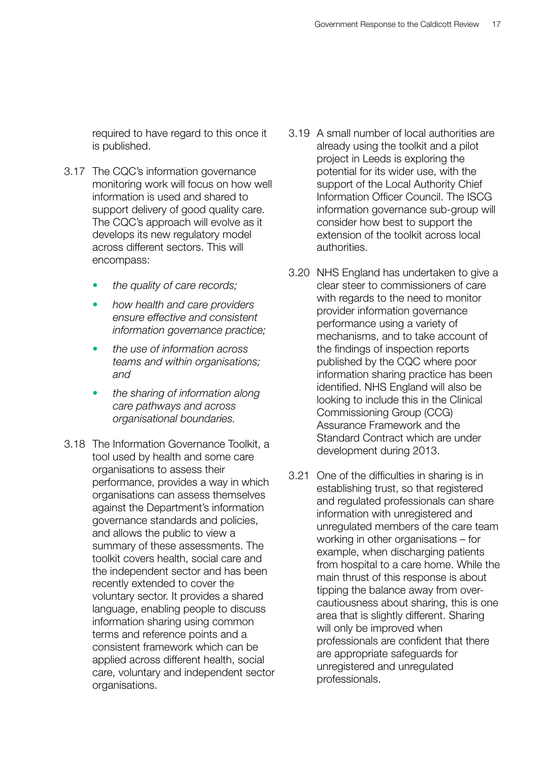required to have regard to this once it is published.

3.17 The CQC's information governance monitoring work will focus on how well information is used and shared to support delivery of good quality care. The CQC's approach will evolve as it develops its new regulatory model across different sectors. This will encompass:

- *the quality of care records;*
- *how health and care providers ensure effective and consistent information governance practice;*
- *the use of information across teams and within organisations; and*
- *the sharing of information along care pathways and across organisational boundaries.*

3.18 The Information Governance Toolkit, a tool used by health and some care organisations to assess their performance, provides a way in which organisations can assess themselves against the Department's information governance standards and policies, and allows the public to view a summary of these assessments. The toolkit covers health, social care and the independent sector and has been recently extended to cover the voluntary sector. It provides a shared language, enabling people to discuss information sharing using common terms and reference points and a consistent framework which can be applied across different health, social care, voluntary and independent sector organisations.

3.19 A small number of local authorities are already using the toolkit and a pilot project in Leeds is exploring the potential for its wider use, with the support of the Local Authority Chief Information Officer Council. The ISCG information governance sub-group will consider how best to support the extension of the toolkit across local authorities.

3.20 NHS England has undertaken to give a clear steer to commissioners of care with regards to the need to monitor provider information governance performance using a variety of mechanisms, and to take account of the findings of inspection reports published by the CQC where poor information sharing practice has been identified. NHS England will also be looking to include this in the Clinical Commissioning Group (CCG) Assurance Framework and the Standard Contract which are under development during 2013.

3.21 One of the difficulties in sharing is in establishing trust, so that registered and regulated professionals can share information with unregistered and unregulated members of the care team working in other organisations – for example, when discharging patients from hospital to a care home. While the main thrust of this response is about tipping the balance away from over-cautiousness about sharing, this is one area that is slightly different. Sharing will only be improved when professionals are confident that there are appropriate safeguards for unregistered and unregulated professionals.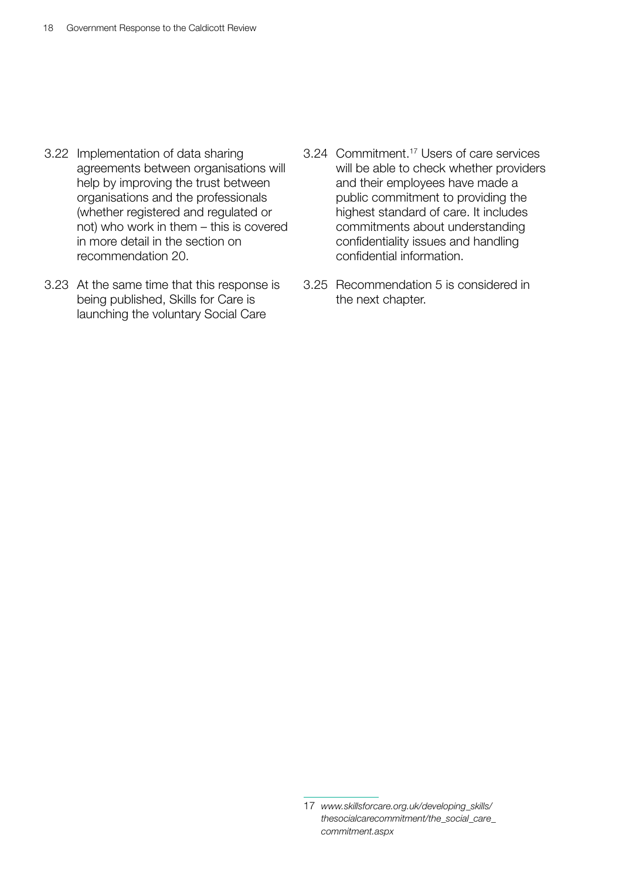3.22 Implementation of data sharing agreements between organisations will help by improving the trust between organisations and the professionals (whether registered and regulated or not) who work in them – this is covered in more detail in the section on recommendation 20.

3.23 At the same time that this response is being published, Skills for Care is launching the voluntary Social Care Commitment.[17] Users of care services will be able to check whether providers and their employees have made a public commitment to providing the highest standard of care. It includes commitments about understanding confidentiality issues and handling confidential information.

3.24 Recommendation 5 is considered in the next chapter.

---

17 *www.skillsforcare.org.uk/developing_skills/thesocialcarecommitment/the_social_care_commitment.aspx*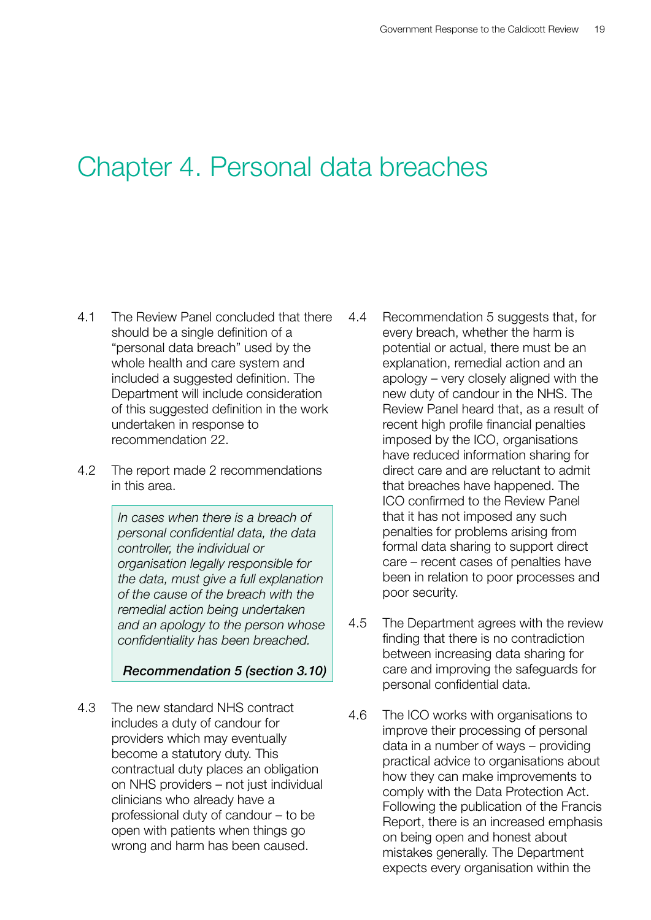# Chapter 4. Personal data breaches

4.1 The Review Panel concluded that there should be a single definition of a "personal data breach" used by the whole health and care system and included a suggested definition. The Department will include consideration of this suggested definition in the work undertaken in response to recommendation 22.

4.2 The report made 2 recommendations in this area.

> *In cases when there is a breach of personal confidential data, the data controller, the individual or organisation legally responsible for the data, must give a full explanation of the cause of the breach with the remedial action being undertaken and an apology to the person whose confidentiality has been breached.*
>
> ***Recommendation 5 (section 3.10)***

4.3 The new standard NHS contract includes a duty of candour for providers which may eventually become a statutory duty. This contractual duty places an obligation on NHS providers – not just individual clinicians who already have a professional duty of candour – to be open with patients when things go wrong and harm has been caused.

4.4 Recommendation 5 suggests that, for every breach, whether the harm is potential or actual, there must be an explanation, remedial action and an apology – very closely aligned with the new duty of candour in the NHS. The Review Panel heard that, as a result of recent high profile financial penalties imposed by the ICO, organisations have reduced information sharing for direct care and are reluctant to admit that breaches have happened. The ICO confirmed to the Review Panel that it has not imposed any such penalties for problems arising from formal data sharing to support direct care – recent cases of penalties have been in relation to poor processes and poor security.

4.5 The Department agrees with the review finding that there is no contradiction between increasing data sharing for care and improving the safeguards for personal confidential data.

4.6 The ICO works with organisations to improve their processing of personal data in a number of ways – providing practical advice to organisations about how they can make improvements to comply with the Data Protection Act. Following the publication of the Francis Report, there is an increased emphasis on being open and honest about mistakes generally. The Department expects every organisation within the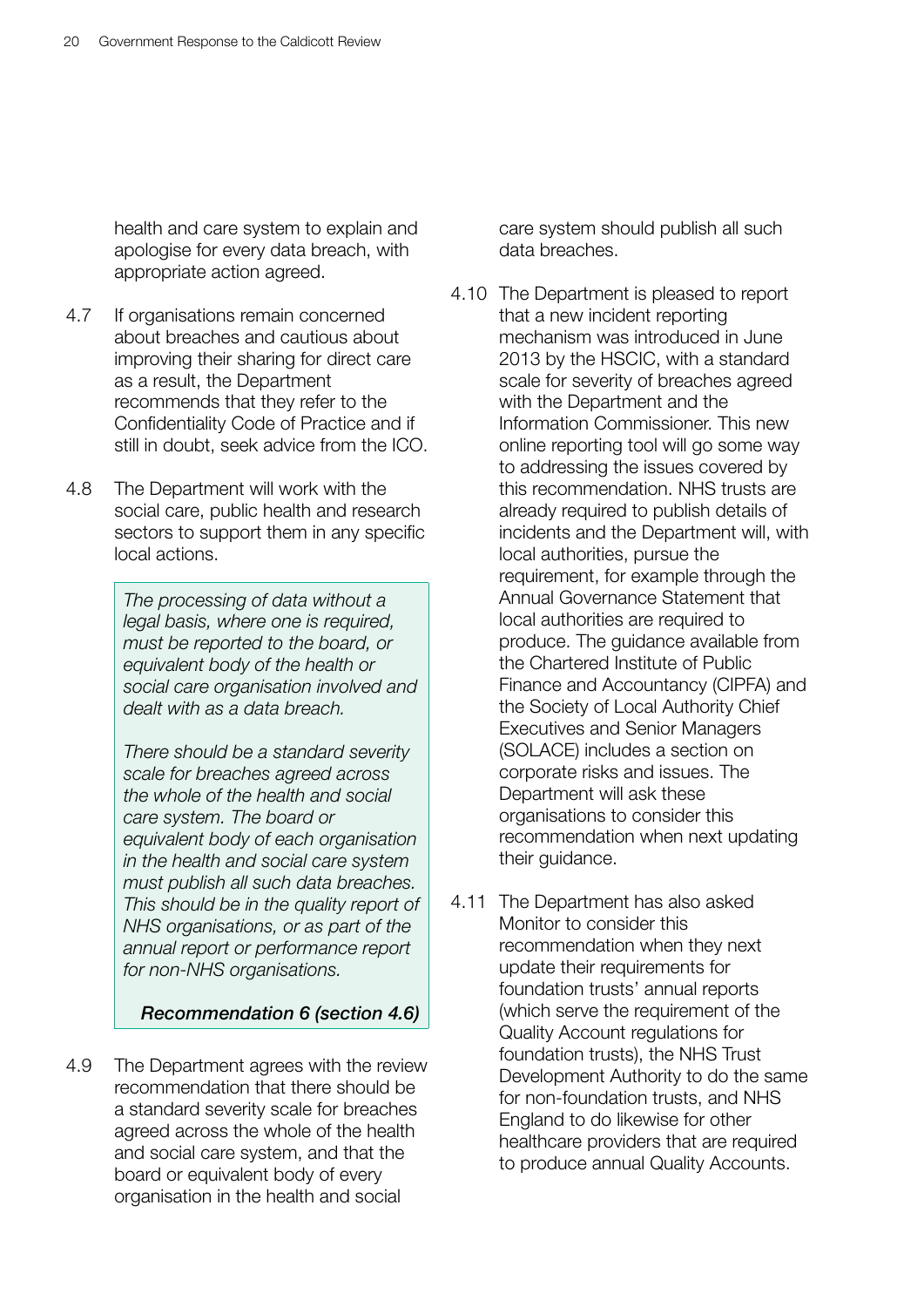health and care system to explain and apologise for every data breach, with appropriate action agreed.

4.7 If organisations remain concerned about breaches and cautious about improving their sharing for direct care as a result, the Department recommends that they refer to the Confidentiality Code of Practice and if still in doubt, seek advice from the ICO.

4.8 The Department will work with the social care, public health and research sectors to support them in any specific local actions.

> *The processing of data without a legal basis, where one is required, must be reported to the board, or equivalent body of the health or social care organisation involved and dealt with as a data breach.*
>
> *There should be a standard severity scale for breaches agreed across the whole of the health and social care system. The board or equivalent body of each organisation in the health and social care system must publish all such data breaches. This should be in the quality report of NHS organisations, or as part of the annual report or performance report for non-NHS organisations.*
>
> ***Recommendation 6 (section 4.6)***

4.9 The Department agrees with the review recommendation that there should be a standard severity scale for breaches agreed across the whole of the health and social care system, and that the board or equivalent body of every organisation in the health and social care system should publish all such data breaches.

4.10 The Department is pleased to report that a new incident reporting mechanism was introduced in June 2013 by the HSCIC, with a standard scale for severity of breaches agreed with the Department and the Information Commissioner. This new online reporting tool will go some way to addressing the issues covered by this recommendation. NHS trusts are already required to publish details of incidents and the Department will, with local authorities, pursue the requirement, for example through the Annual Governance Statement that local authorities are required to produce. The guidance available from the Chartered Institute of Public Finance and Accountancy (CIPFA) and the Society of Local Authority Chief Executives and Senior Managers (SOLACE) includes a section on corporate risks and issues. The Department will ask these organisations to consider this recommendation when next updating their guidance.

4.11 The Department has also asked Monitor to consider this recommendation when they next update their requirements for foundation trusts' annual reports (which serve the requirement of the Quality Account regulations for foundation trusts), the NHS Trust Development Authority to do the same for non-foundation trusts, and NHS England to do likewise for other healthcare providers that are required to produce annual Quality Accounts.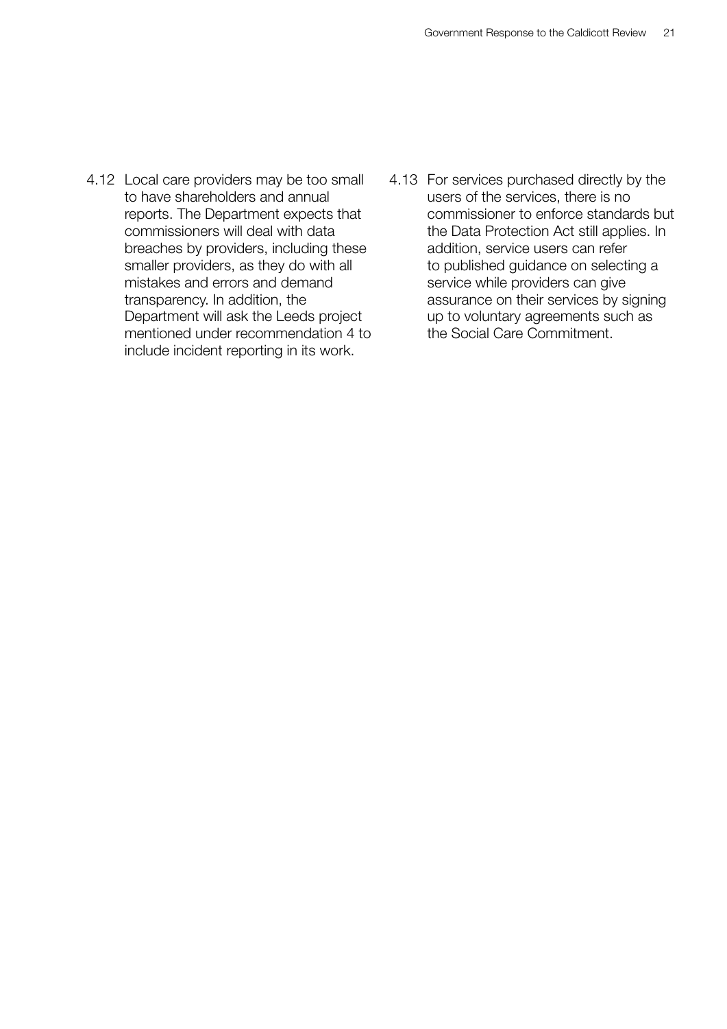4.12 Local care providers may be too small to have shareholders and annual reports. The Department expects that commissioners will deal with data breaches by providers, including these smaller providers, as they do with all mistakes and errors and demand transparency. In addition, the Department will ask the Leeds project mentioned under recommendation 4 to include incident reporting in its work.

4.13 For services purchased directly by the users of the services, there is no commissioner to enforce standards but the Data Protection Act still applies. In addition, service users can refer to published guidance on selecting a service while providers can give assurance on their services by signing up to voluntary agreements such as the Social Care Commitment.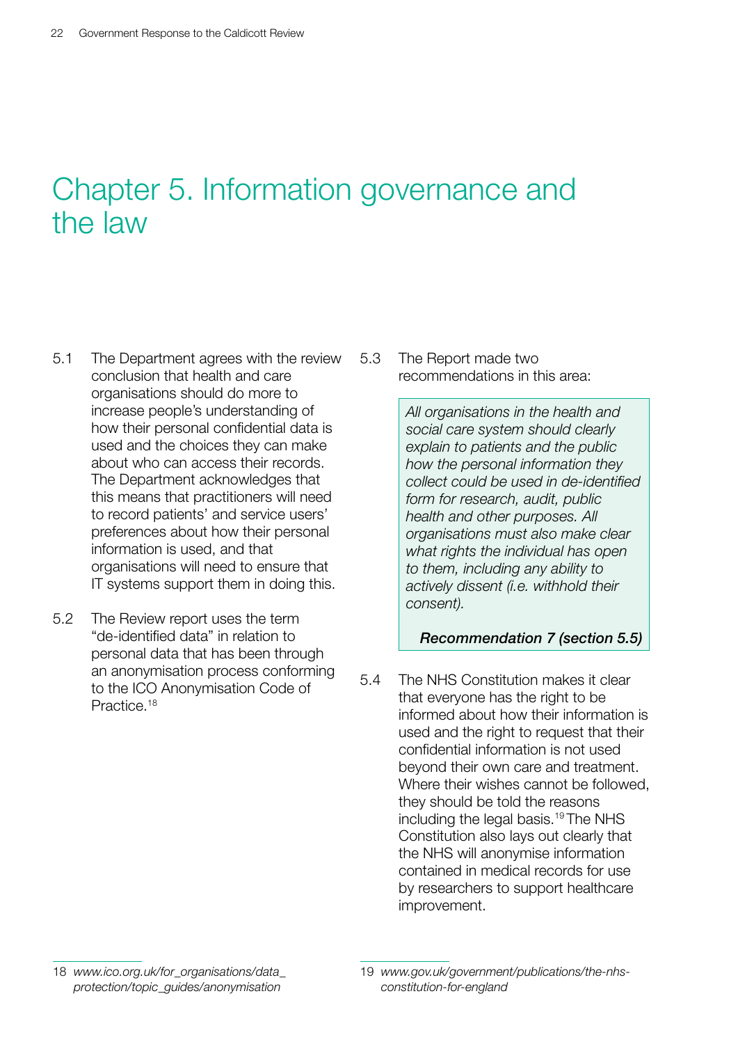# Chapter 5. Information governance and the law

5.1 The Department agrees with the review conclusion that health and care organisations should do more to increase people's understanding of how their personal confidential data is used and the choices they can make about who can access their records. The Department acknowledges that this means that practitioners will need to record patients' and service users' preferences about how their personal information is used, and that organisations will need to ensure that IT systems support them in doing this.

5.2 The Review report uses the term "de-identified data" in relation to personal data that has been through an anonymisation process conforming to the ICO Anonymisation Code of Practice.[18]

5.3 The Report made two recommendations in this area:

> *All organisations in the health and social care system should clearly explain to patients and the public how the personal information they collect could be used in de-identified form for research, audit, public health and other purposes. All organisations must also make clear what rights the individual has open to them, including any ability to actively dissent (i.e. withhold their consent).*
>
> ***Recommendation 7 (section 5.5)***

5.4 The NHS Constitution makes it clear that everyone has the right to be informed about how their information is used and the right to request that their confidential information is not used beyond their own care and treatment. Where their wishes cannot be followed, they should be told the reasons including the legal basis.[19] The NHS Constitution also lays out clearly that the NHS will anonymise information contained in medical records for use by researchers to support healthcare improvement.

---

18 *www.ico.org.uk/for_organisations/data_protection/topic_guides/anonymisation*

19 *www.gov.uk/government/publications/the-nhs-constitution-for-england*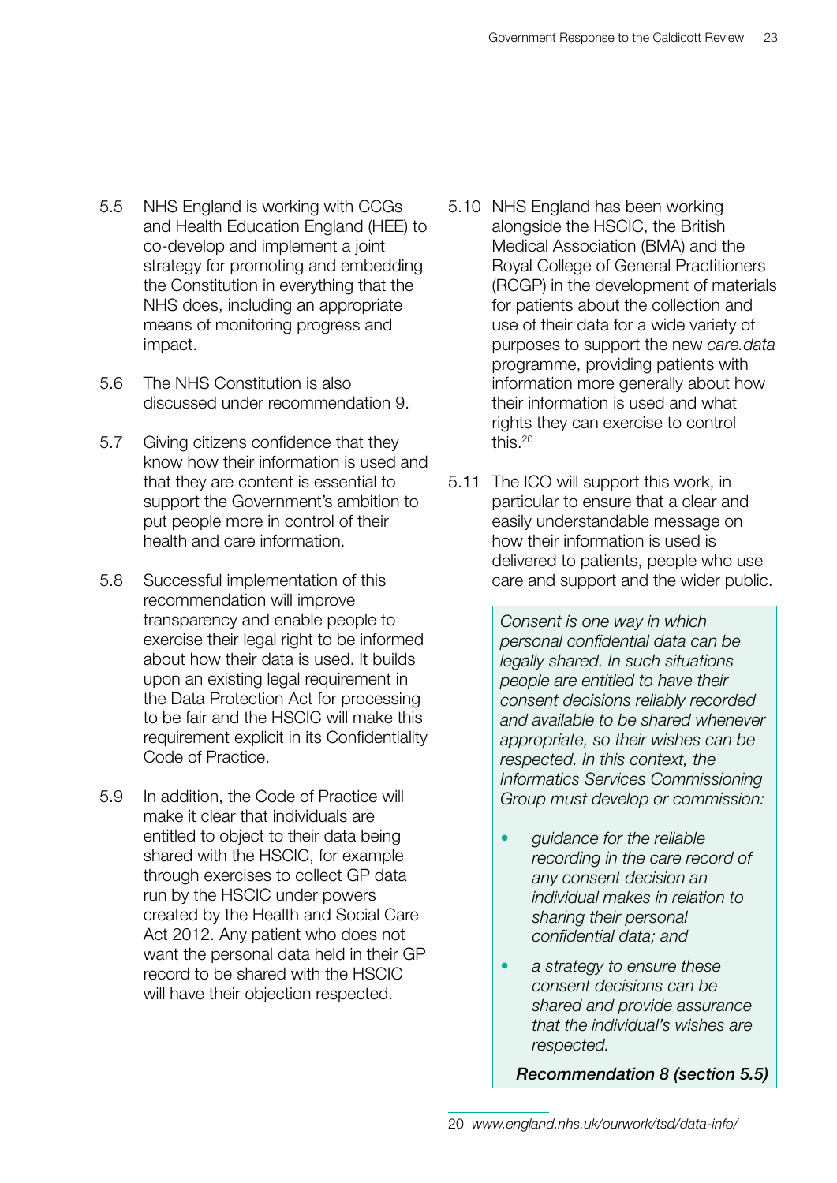5.5 NHS England is working with CCGs and Health Education England (HEE) to co-develop and implement a joint strategy for promoting and embedding the Constitution in everything that the NHS does, including an appropriate means of monitoring progress and impact.

5.6 The NHS Constitution is also discussed under recommendation 9.

5.7 Giving citizens confidence that they know how their information is used and that they are content is essential to support the Government's ambition to put people more in control of their health and care information.

5.8 Successful implementation of this recommendation will improve transparency and enable people to exercise their legal right to be informed about how their data is used. It builds upon an existing legal requirement in the Data Protection Act for processing to be fair and the HSCIC will make this requirement explicit in its Confidentiality Code of Practice.

5.9 In addition, the Code of Practice will make it clear that individuals are entitled to object to their data being shared with the HSCIC, for example through exercises to collect GP data run by the HSCIC under powers created by the Health and Social Care Act 2012. Any patient who does not want the personal data held in their GP record to be shared with the HSCIC will have their objection respected.

5.10 NHS England has been working alongside the HSCIC, the British Medical Association (BMA) and the Royal College of General Practitioners (RCGP) in the development of materials for patients about the collection and use of their data for a wide variety of purposes to support the new *care.data* programme, providing patients with information more generally about how their information is used and what rights they can exercise to control this.[20]

5.11 The ICO will support this work, in particular to ensure that a clear and easily understandable message on how their information is used is delivered to patients, people who use care and support and the wider public.

> *Consent is one way in which personal confidential data can be legally shared. In such situations people are entitled to have their consent decisions reliably recorded and available to be shared whenever appropriate, so their wishes can be respected. In this context, the Informatics Services Commissioning Group must develop or commission:*
>
> - *guidance for the reliable recording in the care record of any consent decision an individual makes in relation to sharing their personal confidential data; and*
> - *a strategy to ensure these consent decisions can be shared and provide assurance that the individual's wishes are respected.*
>
> ***Recommendation 8 (section 5.5)***

20 *www.england.nhs.uk/ourwork/tsd/data-info/*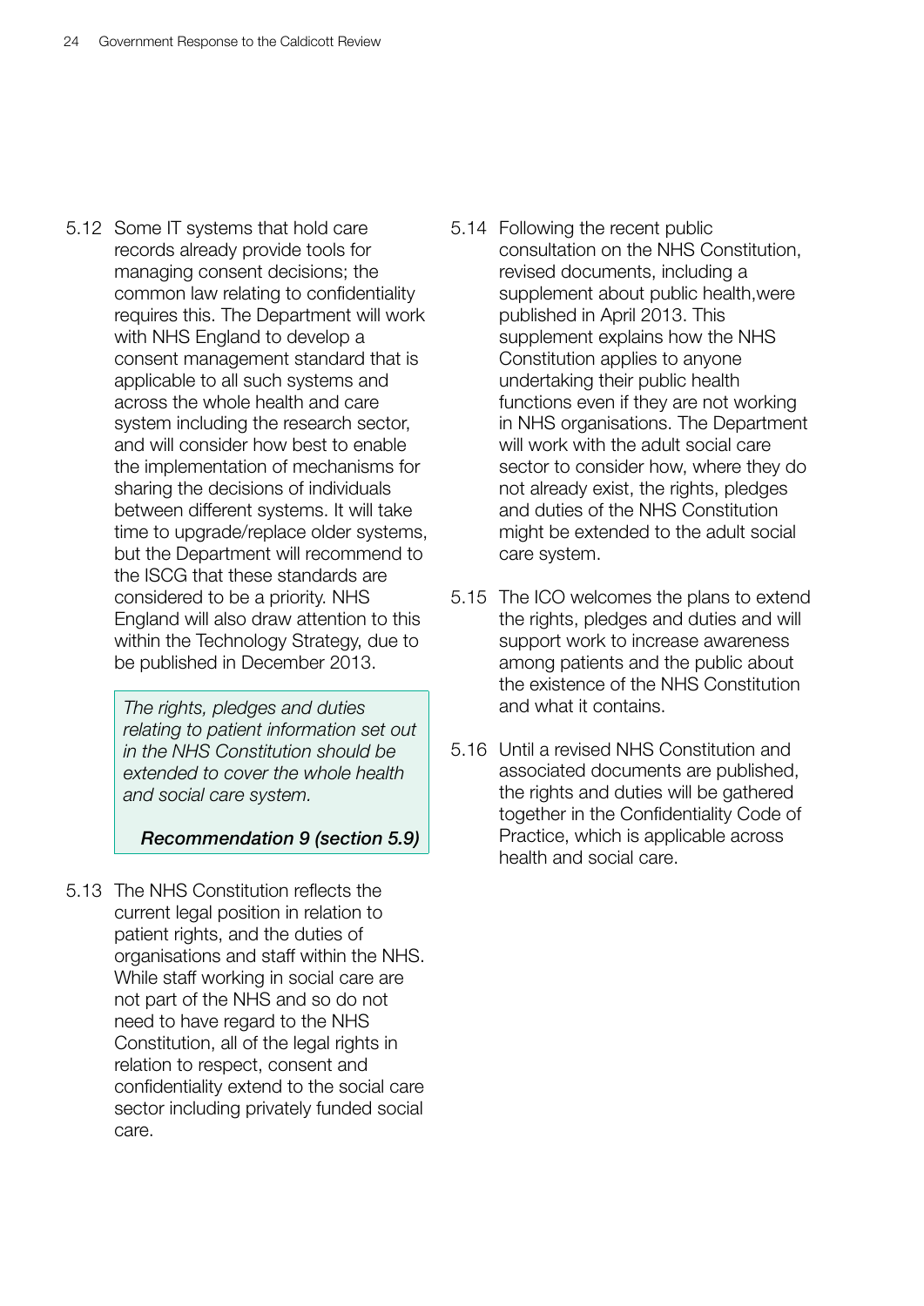5.12 Some IT systems that hold care records already provide tools for managing consent decisions; the common law relating to confidentiality requires this. The Department will work with NHS England to develop a consent management standard that is applicable to all such systems and across the whole health and care system including the research sector, and will consider how best to enable the implementation of mechanisms for sharing the decisions of individuals between different systems. It will take time to upgrade/replace older systems, but the Department will recommend to the ISCG that these standards are considered to be a priority. NHS England will also draw attention to this within the Technology Strategy, due to be published in December 2013.

> *The rights, pledges and duties relating to patient information set out in the NHS Constitution should be extended to cover the whole health and social care system.*
>
> ***Recommendation 9 (section 5.9)***

5.13 The NHS Constitution reflects the current legal position in relation to patient rights, and the duties of organisations and staff within the NHS. While staff working in social care are not part of the NHS and so do not need to have regard to the NHS Constitution, all of the legal rights in relation to respect, consent and confidentiality extend to the social care sector including privately funded social care.

5.14 Following the recent public consultation on the NHS Constitution, revised documents, including a supplement about public health,were published in April 2013. This supplement explains how the NHS Constitution applies to anyone undertaking their public health functions even if they are not working in NHS organisations. The Department will work with the adult social care sector to consider how, where they do not already exist, the rights, pledges and duties of the NHS Constitution might be extended to the adult social care system.

5.15 The ICO welcomes the plans to extend the rights, pledges and duties and will support work to increase awareness among patients and the public about the existence of the NHS Constitution and what it contains.

5.16 Until a revised NHS Constitution and associated documents are published, the rights and duties will be gathered together in the Confidentiality Code of Practice, which is applicable across health and social care.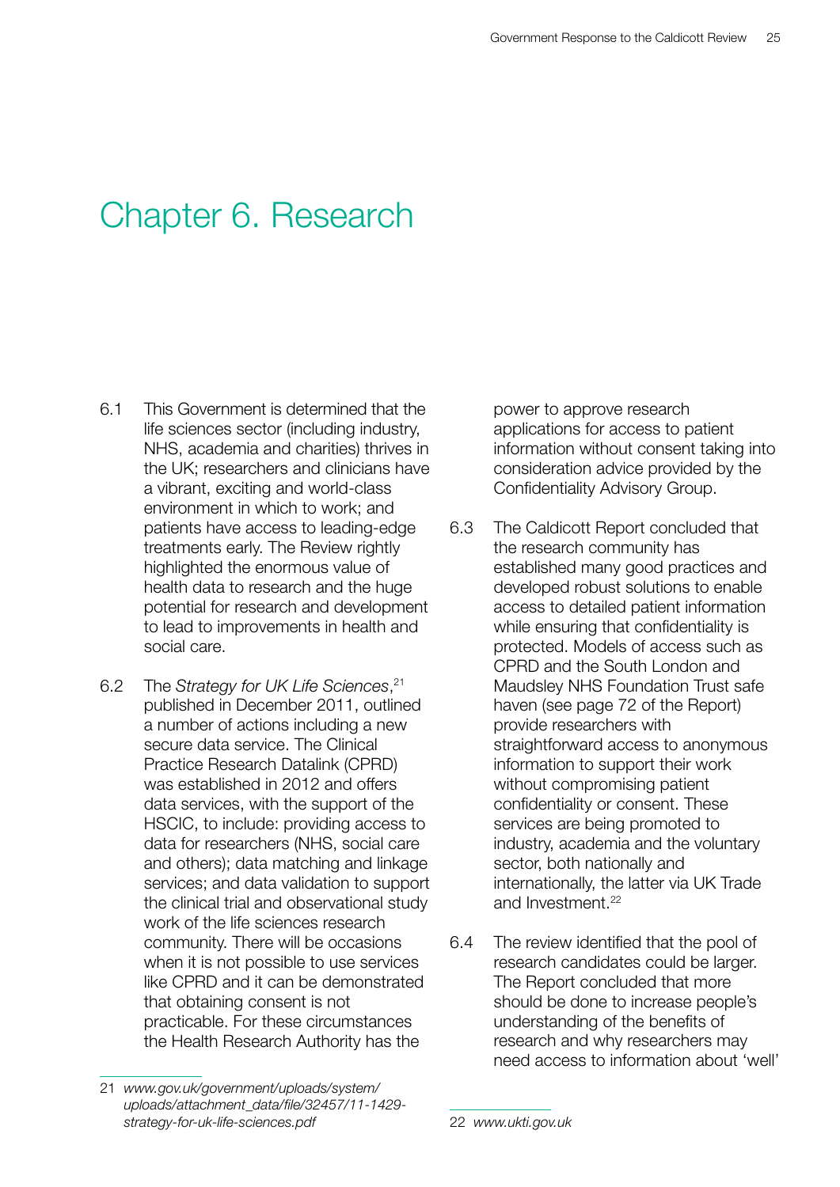# Chapter 6. Research

6.1 This Government is determined that the life sciences sector (including industry, NHS, academia and charities) thrives in the UK; researchers and clinicians have a vibrant, exciting and world-class environment in which to work; and patients have access to leading-edge treatments early. The Review rightly highlighted the enormous value of health data to research and the huge potential for research and development to lead to improvements in health and social care.

6.2 The *Strategy for UK Life Sciences*,[21] published in December 2011, outlined a number of actions including a new secure data service. The Clinical Practice Research Datalink (CPRD) was established in 2012 and offers data services, with the support of the HSCIC, to include: providing access to data for researchers (NHS, social care and others); data matching and linkage services; and data validation to support the clinical trial and observational study work of the life sciences research community. There will be occasions when it is not possible to use services like CPRD and it can be demonstrated that obtaining consent is not practicable. For these circumstances the Health Research Authority has the power to approve research applications for access to patient information without consent taking into consideration advice provided by the Confidentiality Advisory Group.

6.3 The Caldicott Report concluded that the research community has established many good practices and developed robust solutions to enable access to detailed patient information while ensuring that confidentiality is protected. Models of access such as CPRD and the South London and Maudsley NHS Foundation Trust safe haven (see page 72 of the Report) provide researchers with straightforward access to anonymous information to support their work without compromising patient confidentiality or consent. These services are being promoted to industry, academia and the voluntary sector, both nationally and internationally, the latter via UK Trade and Investment.[22]

6.4 The review identified that the pool of research candidates could be larger. The Report concluded that more should be done to increase people's understanding of the benefits of research and why researchers may need access to information about 'well'

---

21 *www.gov.uk/government/uploads/system/uploads/attachment_data/file/32457/11-1429-strategy-for-uk-life-sciences.pdf*

22 *www.ukti.gov.uk*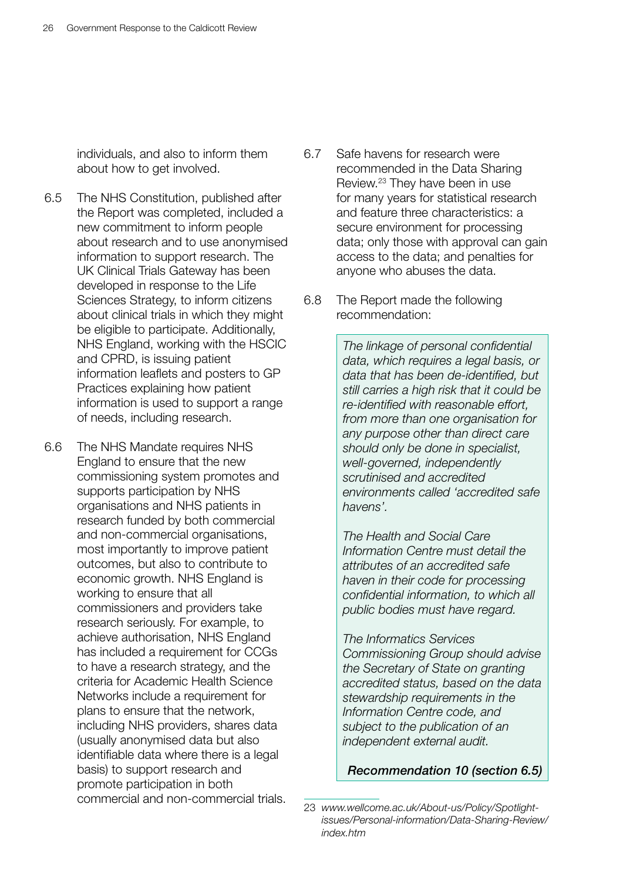individuals, and also to inform them about how to get involved.

6.5 The NHS Constitution, published after the Report was completed, included a new commitment to inform people about research and to use anonymised information to support research. The UK Clinical Trials Gateway has been developed in response to the Life Sciences Strategy, to inform citizens about clinical trials in which they might be eligible to participate. Additionally, NHS England, working with the HSCIC and CPRD, is issuing patient information leaflets and posters to GP Practices explaining how patient information is used to support a range of needs, including research.

6.6 The NHS Mandate requires NHS England to ensure that the new commissioning system promotes and supports participation by NHS organisations and NHS patients in research funded by both commercial and non-commercial organisations, most importantly to improve patient outcomes, but also to contribute to economic growth. NHS England is working to ensure that all commissioners and providers take research seriously. For example, to achieve authorisation, NHS England has included a requirement for CCGs to have a research strategy, and the criteria for Academic Health Science Networks include a requirement for plans to ensure that the network, including NHS providers, shares data (usually anonymised data but also identifiable data where there is a legal basis) to support research and promote participation in both commercial and non-commercial trials.

6.7 Safe havens for research were recommended in the Data Sharing Review.[23] They have been in use for many years for statistical research and feature three characteristics: a secure environment for processing data; only those with approval can gain access to the data; and penalties for anyone who abuses the data.

6.8 The Report made the following recommendation:

> *The linkage of personal confidential data, which requires a legal basis, or data that has been de-identified, but still carries a high risk that it could be re-identified with reasonable effort, from more than one organisation for any purpose other than direct care should only be done in specialist, well-governed, independently scrutinised and accredited environments called 'accredited safe havens'.*
>
> *The Health and Social Care Information Centre must detail the attributes of an accredited safe haven in their code for processing confidential information, to which all public bodies must have regard.*
>
> *The Informatics Services Commissioning Group should advise the Secretary of State on granting accredited status, based on the data stewardship requirements in the Information Centre code, and subject to the publication of an independent external audit.*
>
> ***Recommendation 10 (section 6.5)***

23 *www.wellcome.ac.uk/About-us/Policy/Spotlight-issues/Personal-information/Data-Sharing-Review/index.htm*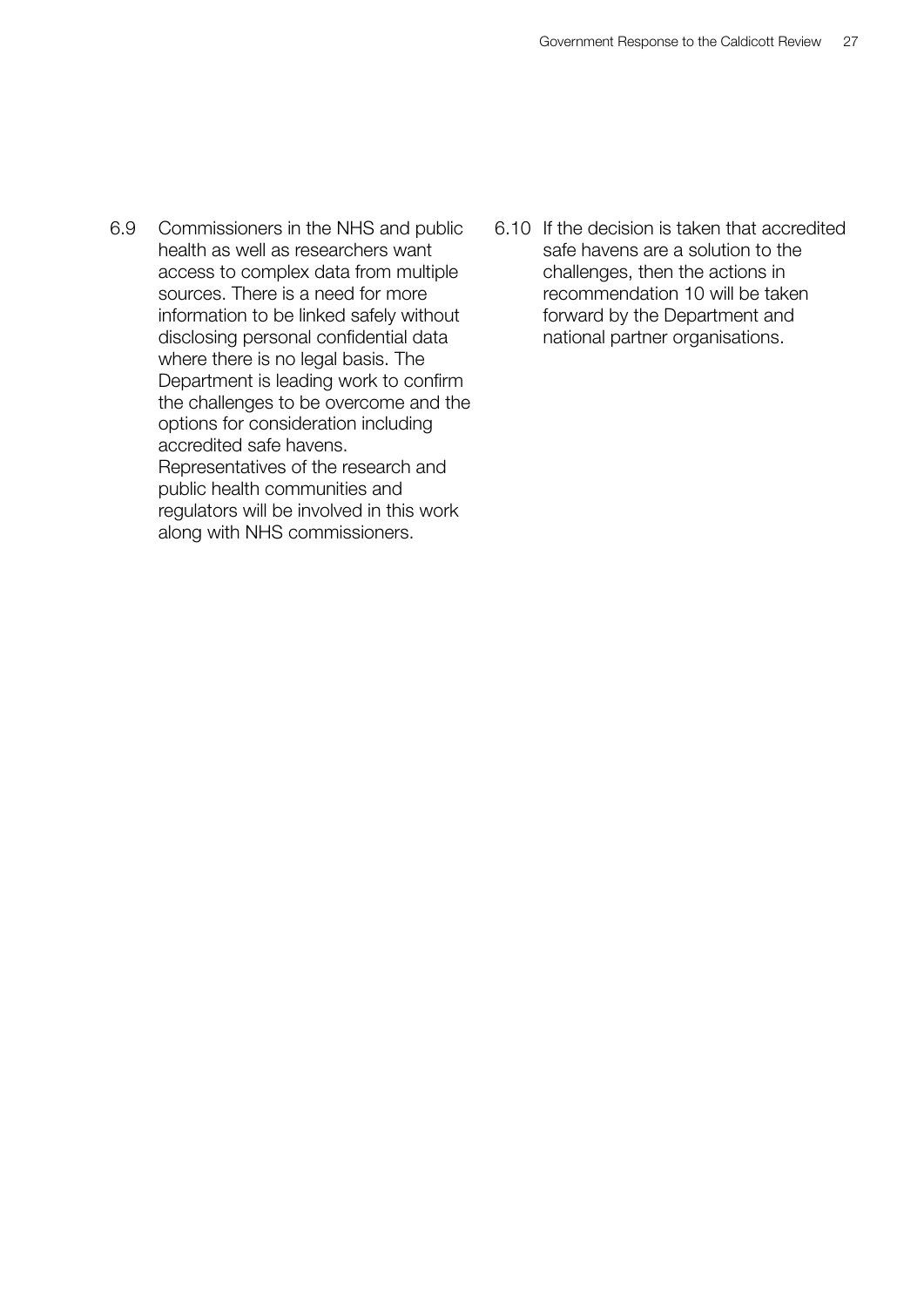6.9 Commissioners in the NHS and public health as well as researchers want access to complex data from multiple sources. There is a need for more information to be linked safely without disclosing personal confidential data where there is no legal basis. The Department is leading work to confirm the challenges to be overcome and the options for consideration including accredited safe havens. Representatives of the research and public health communities and regulators will be involved in this work along with NHS commissioners.

6.10 If the decision is taken that accredited safe havens are a solution to the challenges, then the actions in recommendation 10 will be taken forward by the Department and national partner organisations.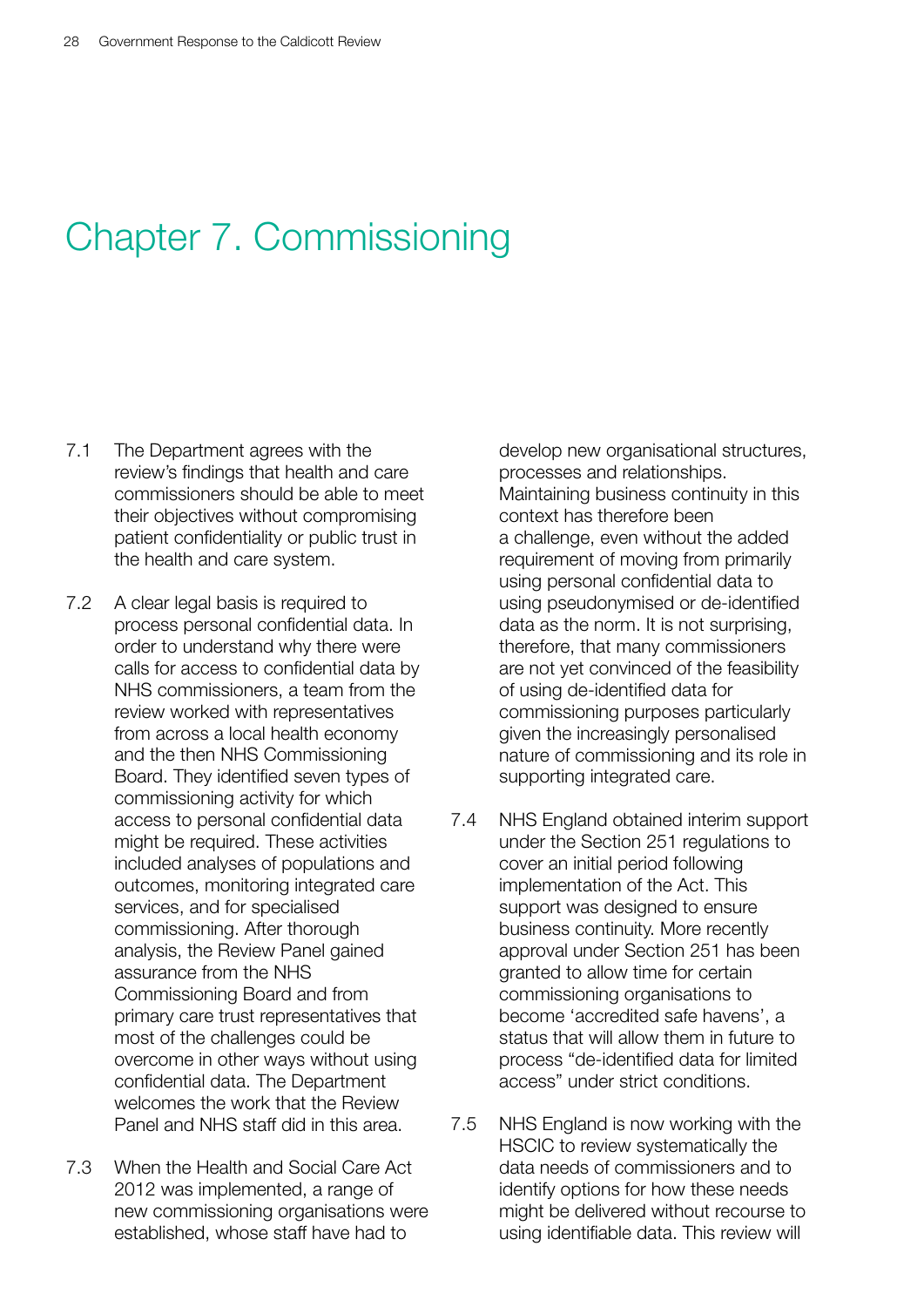# Chapter 7. Commissioning

7.1 The Department agrees with the review's findings that health and care commissioners should be able to meet their objectives without compromising patient confidentiality or public trust in the health and care system.

7.2 A clear legal basis is required to process personal confidential data. In order to understand why there were calls for access to confidential data by NHS commissioners, a team from the review worked with representatives from across a local health economy and the then NHS Commissioning Board. They identified seven types of commissioning activity for which access to personal confidential data might be required. These activities included analyses of populations and outcomes, monitoring integrated care services, and for specialised commissioning. After thorough analysis, the Review Panel gained assurance from the NHS Commissioning Board and from primary care trust representatives that most of the challenges could be overcome in other ways without using confidential data. The Department welcomes the work that the Review Panel and NHS staff did in this area.

7.3 When the Health and Social Care Act 2012 was implemented, a range of new commissioning organisations were established, whose staff have had to develop new organisational structures, processes and relationships. Maintaining business continuity in this context has therefore been a challenge, even without the added requirement of moving from primarily using personal confidential data to using pseudonymised or de-identified data as the norm. It is not surprising, therefore, that many commissioners are not yet convinced of the feasibility of using de-identified data for commissioning purposes particularly given the increasingly personalised nature of commissioning and its role in supporting integrated care.

7.4 NHS England obtained interim support under the Section 251 regulations to cover an initial period following implementation of the Act. This support was designed to ensure business continuity. More recently approval under Section 251 has been granted to allow time for certain commissioning organisations to become 'accredited safe havens', a status that will allow them in future to process "de-identified data for limited access" under strict conditions.

7.5 NHS England is now working with the HSCIC to review systematically the data needs of commissioners and to identify options for how these needs might be delivered without recourse to using identifiable data. This review will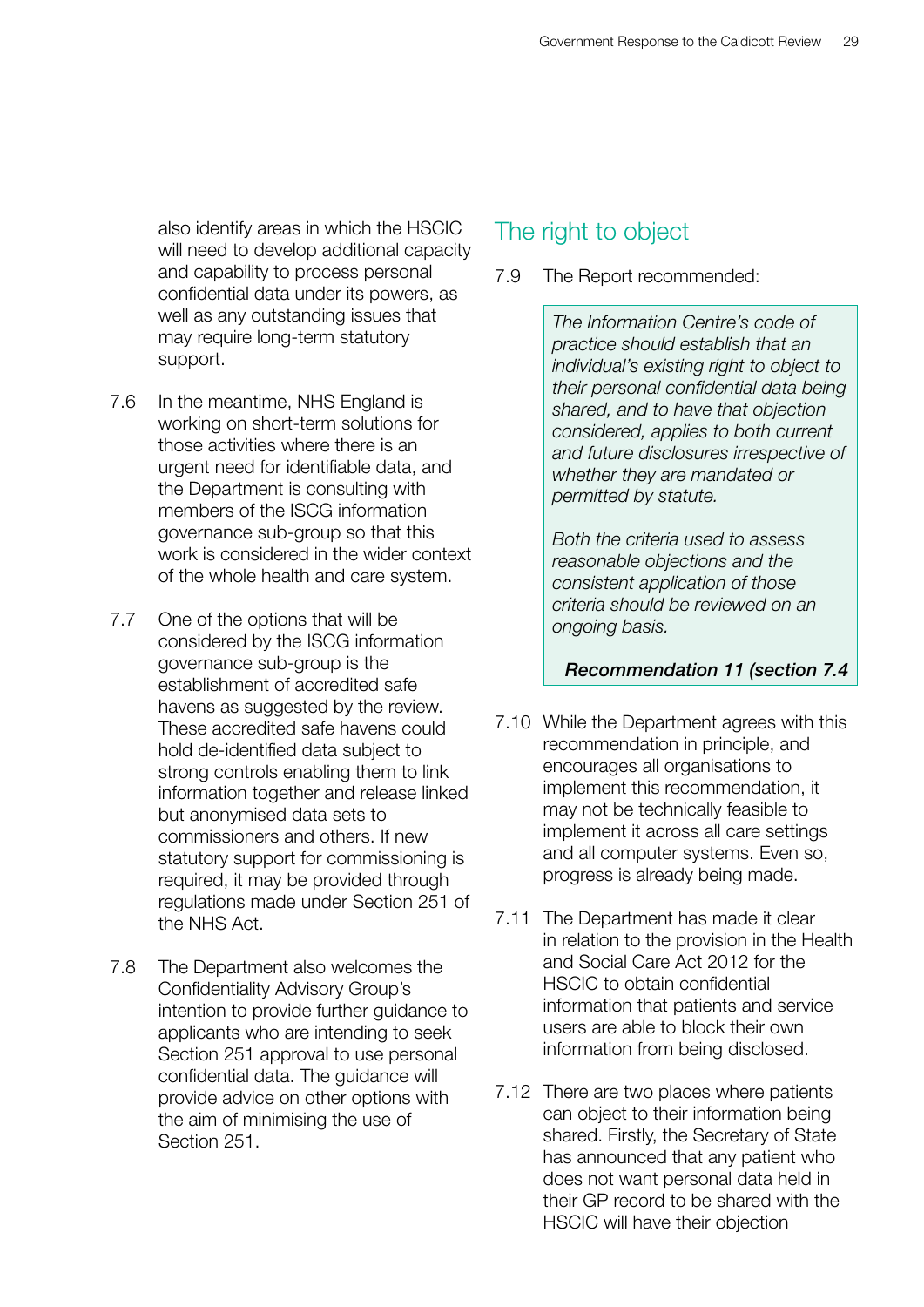also identify areas in which the HSCIC will need to develop additional capacity and capability to process personal confidential data under its powers, as well as any outstanding issues that may require long-term statutory support.

7.6 In the meantime, NHS England is working on short-term solutions for those activities where there is an urgent need for identifiable data, and the Department is consulting with members of the ISCG information governance sub-group so that this work is considered in the wider context of the whole health and care system.

7.7 One of the options that will be considered by the ISCG information governance sub-group is the establishment of accredited safe havens as suggested by the review. These accredited safe havens could hold de-identified data subject to strong controls enabling them to link information together and release linked but anonymised data sets to commissioners and others. If new statutory support for commissioning is required, it may be provided through regulations made under Section 251 of the NHS Act.

7.8 The Department also welcomes the Confidentiality Advisory Group's intention to provide further guidance to applicants who are intending to seek Section 251 approval to use personal confidential data. The guidance will provide advice on other options with the aim of minimising the use of Section 251.

## The right to object

7.9 The Report recommended:

> *The Information Centre's code of practice should establish that an individual's existing right to object to their personal confidential data being shared, and to have that objection considered, applies to both current and future disclosures irrespective of whether they are mandated or permitted by statute.*
>
> *Both the criteria used to assess reasonable objections and the consistent application of those criteria should be reviewed on an ongoing basis.*
>
> ***Recommendation 11 (section 7.4***

7.10 While the Department agrees with this recommendation in principle, and encourages all organisations to implement this recommendation, it may not be technically feasible to implement it across all care settings and all computer systems. Even so, progress is already being made.

7.11 The Department has made it clear in relation to the provision in the Health and Social Care Act 2012 for the HSCIC to obtain confidential information that patients and service users are able to block their own information from being disclosed.

7.12 There are two places where patients can object to their information being shared. Firstly, the Secretary of State has announced that any patient who does not want personal data held in their GP record to be shared with the HSCIC will have their objection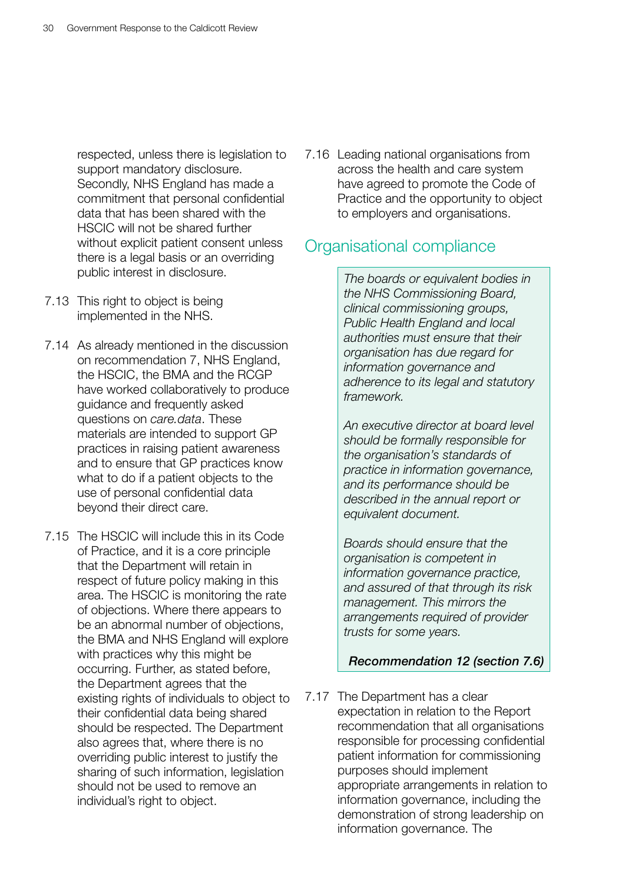respected, unless there is legislation to support mandatory disclosure. Secondly, NHS England has made a commitment that personal confidential data that has been shared with the HSCIC will not be shared further without explicit patient consent unless there is a legal basis or an overriding public interest in disclosure.

7.13 This right to object is being implemented in the NHS.

7.14 As already mentioned in the discussion on recommendation 7, NHS England, the HSCIC, the BMA and the RCGP have worked collaboratively to produce guidance and frequently asked questions on *care.data*. These materials are intended to support GP practices in raising patient awareness and to ensure that GP practices know what to do if a patient objects to the use of personal confidential data beyond their direct care.

7.15 The HSCIC will include this in its Code of Practice, and it is a core principle that the Department will retain in respect of future policy making in this area. The HSCIC is monitoring the rate of objections. Where there appears to be an abnormal number of objections, the BMA and NHS England will explore with practices why this might be occurring. Further, as stated before, the Department agrees that the existing rights of individuals to object to their confidential data being shared should be respected. The Department also agrees that, where there is no overriding public interest to justify the sharing of such information, legislation should not be used to remove an individual's right to object.

7.16 Leading national organisations from across the health and care system have agreed to promote the Code of Practice and the opportunity to object to employers and organisations.

## Organisational compliance

> *The boards or equivalent bodies in the NHS Commissioning Board, clinical commissioning groups, Public Health England and local authorities must ensure that their organisation has due regard for information governance and adherence to its legal and statutory framework.*
>
> *An executive director at board level should be formally responsible for the organisation's standards of practice in information governance, and its performance should be described in the annual report or equivalent document.*
>
> *Boards should ensure that the organisation is competent in information governance practice, and assured of that through its risk management. This mirrors the arrangements required of provider trusts for some years.*
>
> ***Recommendation 12 (section 7.6)***

7.17 The Department has a clear expectation in relation to the Report recommendation that all organisations responsible for processing confidential patient information for commissioning purposes should implement appropriate arrangements in relation to information governance, including the demonstration of strong leadership on information governance. The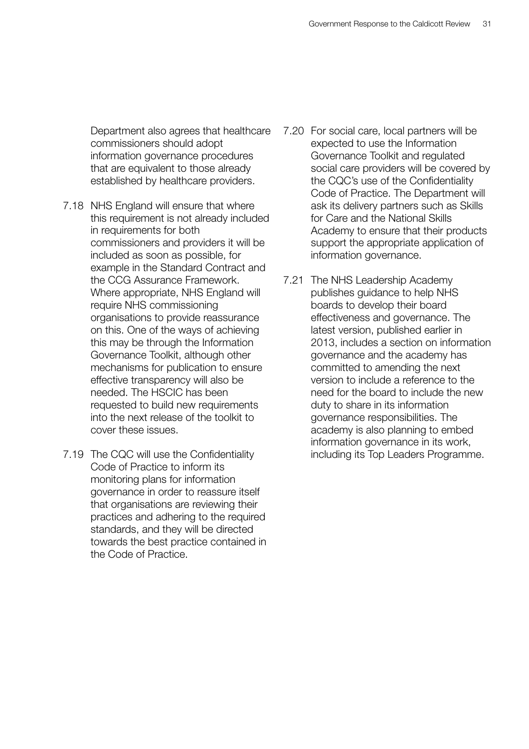Department also agrees that healthcare commissioners should adopt information governance procedures that are equivalent to those already established by healthcare providers.

7.18 NHS England will ensure that where this requirement is not already included in requirements for both commissioners and providers it will be included as soon as possible, for example in the Standard Contract and the CCG Assurance Framework. Where appropriate, NHS England will require NHS commissioning organisations to provide reassurance on this. One of the ways of achieving this may be through the Information Governance Toolkit, although other mechanisms for publication to ensure effective transparency will also be needed. The HSCIC has been requested to build new requirements into the next release of the toolkit to cover these issues.

7.19 The CQC will use the Confidentiality Code of Practice to inform its monitoring plans for information governance in order to reassure itself that organisations are reviewing their practices and adhering to the required standards, and they will be directed towards the best practice contained in the Code of Practice.

7.20 For social care, local partners will be expected to use the Information Governance Toolkit and regulated social care providers will be covered by the CQC's use of the Confidentiality Code of Practice. The Department will ask its delivery partners such as Skills for Care and the National Skills Academy to ensure that their products support the appropriate application of information governance.

7.21 The NHS Leadership Academy publishes guidance to help NHS boards to develop their board effectiveness and governance. The latest version, published earlier in 2013, includes a section on information governance and the academy has committed to amending the next version to include a reference to the need for the board to include the new duty to share in its information governance responsibilities. The academy is also planning to embed information governance in its work, including its Top Leaders Programme.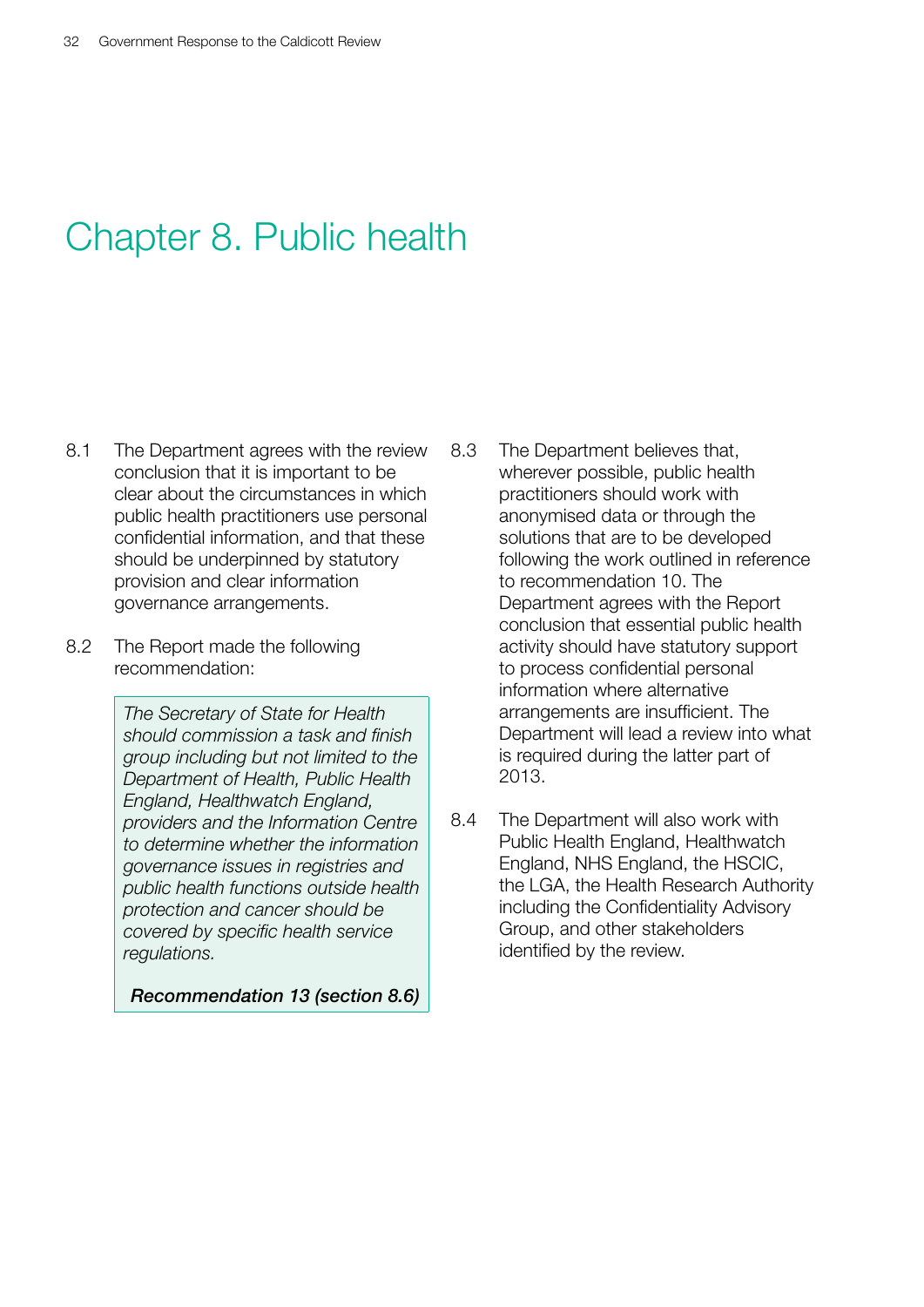# Chapter 8. Public health

8.1 The Department agrees with the review conclusion that it is important to be clear about the circumstances in which public health practitioners use personal confidential information, and that these should be underpinned by statutory provision and clear information governance arrangements.

8.2 The Report made the following recommendation:

> *The Secretary of State for Health should commission a task and finish group including but not limited to the Department of Health, Public Health England, Healthwatch England, providers and the Information Centre to determine whether the information governance issues in registries and public health functions outside health protection and cancer should be covered by specific health service regulations.*
>
> ***Recommendation 13 (section 8.6)***

8.3 The Department believes that, wherever possible, public health practitioners should work with anonymised data or through the solutions that are to be developed following the work outlined in reference to recommendation 10. The Department agrees with the Report conclusion that essential public health activity should have statutory support to process confidential personal information where alternative arrangements are insufficient. The Department will lead a review into what is required during the latter part of 2013.

8.4 The Department will also work with Public Health England, Healthwatch England, NHS England, the HSCIC, the LGA, the Health Research Authority including the Confidentiality Advisory Group, and other stakeholders identified by the review.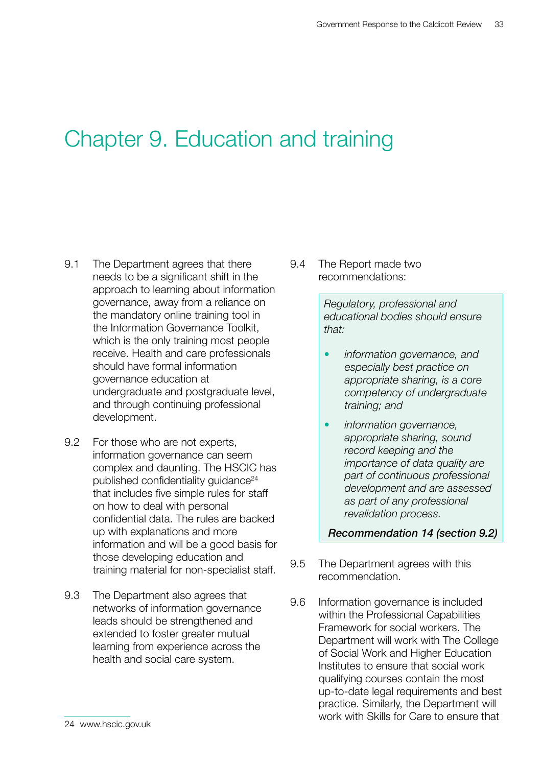# Chapter 9. Education and training

9.1 The Department agrees that there needs to be a significant shift in the approach to learning about information governance, away from a reliance on the mandatory online training tool in the Information Governance Toolkit, which is the only training most people receive. Health and care professionals should have formal information governance education at undergraduate and postgraduate level, and through continuing professional development.

9.2 For those who are not experts, information governance can seem complex and daunting. The HSCIC has published confidentiality guidance[24] that includes five simple rules for staff on how to deal with personal confidential data. The rules are backed up with explanations and more information and will be a good basis for those developing education and training material for non-specialist staff.

9.3 The Department also agrees that networks of information governance leads should be strengthened and extended to foster greater mutual learning from experience across the health and social care system.

9.4 The Report made two recommendations:

> *Regulatory, professional and educational bodies should ensure that:*
>
> - *information governance, and especially best practice on appropriate sharing, is a core competency of undergraduate training; and*
> - *information governance, appropriate sharing, sound record keeping and the importance of data quality are part of continuous professional development and are assessed as part of any professional revalidation process.*
>
> ***Recommendation 14 (section 9.2)***

9.5 The Department agrees with this recommendation.

9.6 Information governance is included within the Professional Capabilities Framework for social workers. The Department will work with The College of Social Work and Higher Education Institutes to ensure that social work qualifying courses contain the most up-to-date legal requirements and best practice. Similarly, the Department will work with Skills for Care to ensure that

24 www.hscic.gov.uk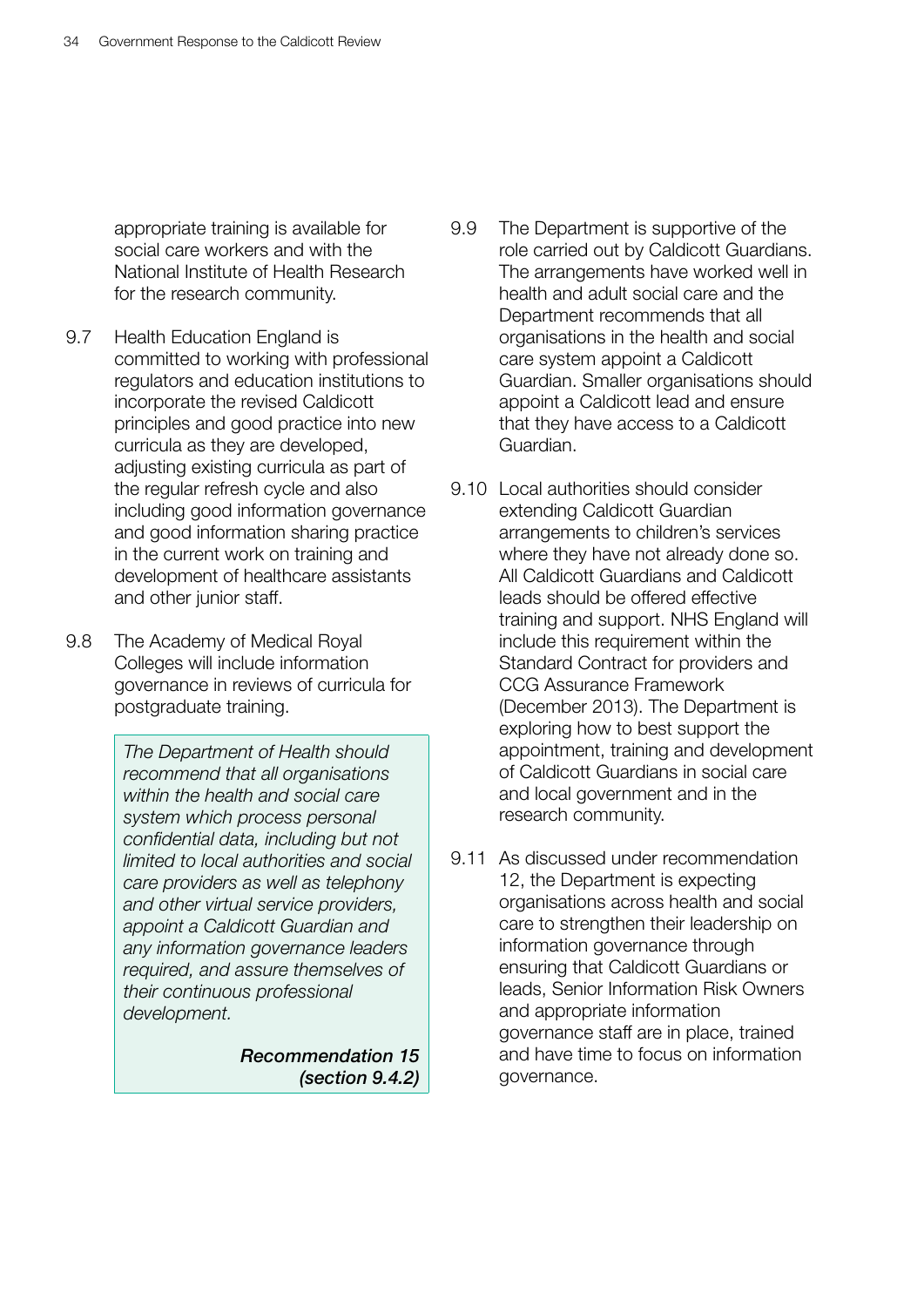appropriate training is available for social care workers and with the National Institute of Health Research for the research community.

9.7 Health Education England is committed to working with professional regulators and education institutions to incorporate the revised Caldicott principles and good practice into new curricula as they are developed, adjusting existing curricula as part of the regular refresh cycle and also including good information governance and good information sharing practice in the current work on training and development of healthcare assistants and other junior staff.

9.8 The Academy of Medical Royal Colleges will include information governance in reviews of curricula for postgraduate training.

> *The Department of Health should recommend that all organisations within the health and social care system which process personal confidential data, including but not limited to local authorities and social care providers as well as telephony and other virtual service providers, appoint a Caldicott Guardian and any information governance leaders required, and assure themselves of their continuous professional development.*
>
> ***Recommendation 15 (section 9.4.2)***

9.9 The Department is supportive of the role carried out by Caldicott Guardians. The arrangements have worked well in health and adult social care and the Department recommends that all organisations in the health and social care system appoint a Caldicott Guardian. Smaller organisations should appoint a Caldicott lead and ensure that they have access to a Caldicott Guardian.

9.10 Local authorities should consider extending Caldicott Guardian arrangements to children's services where they have not already done so. All Caldicott Guardians and Caldicott leads should be offered effective training and support. NHS England will include this requirement within the Standard Contract for providers and CCG Assurance Framework (December 2013). The Department is exploring how to best support the appointment, training and development of Caldicott Guardians in social care and local government and in the research community.

9.11 As discussed under recommendation 12, the Department is expecting organisations across health and social care to strengthen their leadership on information governance through ensuring that Caldicott Guardians or leads, Senior Information Risk Owners and appropriate information governance staff are in place, trained and have time to focus on information governance.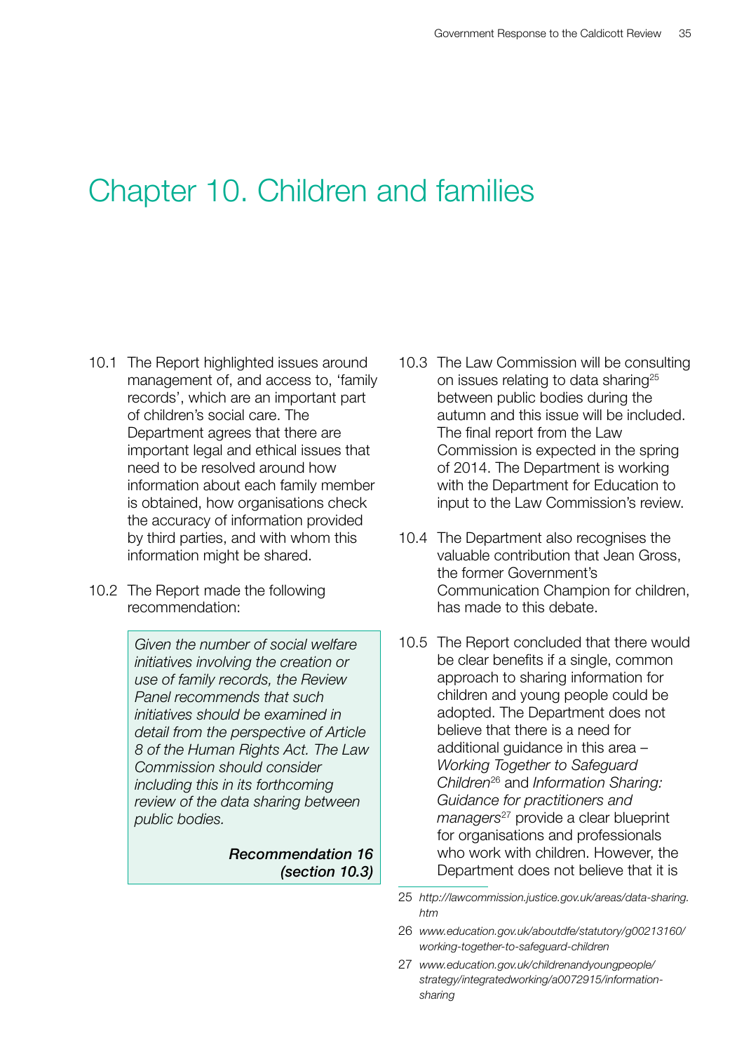# Chapter 10. Children and families

10.1 The Report highlighted issues around management of, and access to, 'family records', which are an important part of children's social care. The Department agrees that there are important legal and ethical issues that need to be resolved around how information about each family member is obtained, how organisations check the accuracy of information provided by third parties, and with whom this information might be shared.

10.2 The Report made the following recommendation:

> *Given the number of social welfare initiatives involving the creation or use of family records, the Review Panel recommends that such initiatives should be examined in detail from the perspective of Article 8 of the Human Rights Act. The Law Commission should consider including this in its forthcoming review of the data sharing between public bodies.*
>
> ***Recommendation 16 (section 10.3)***

10.3 The Law Commission will be consulting on issues relating to data sharing[25] between public bodies during the autumn and this issue will be included. The final report from the Law Commission is expected in the spring of 2014. The Department is working with the Department for Education to input to the Law Commission's review.

10.4 The Department also recognises the valuable contribution that Jean Gross, the former Government's Communication Champion for children, has made to this debate.

10.5 The Report concluded that there would be clear benefits if a single, common approach to sharing information for children and young people could be adopted. The Department does not believe that there is a need for additional guidance in this area – *Working Together to Safeguard Children*[26] and *Information Sharing: Guidance for practitioners and managers*[27] provide a clear blueprint for organisations and professionals who work with children. However, the Department does not believe that it is

---

25 *http://lawcommission.justice.gov.uk/areas/data-sharing.htm*

26 *www.education.gov.uk/aboutdfe/statutory/g00213160/working-together-to-safeguard-children*

27 *www.education.gov.uk/childrenandyoungpeople/strategy/integratedworking/a0072915/information-sharing*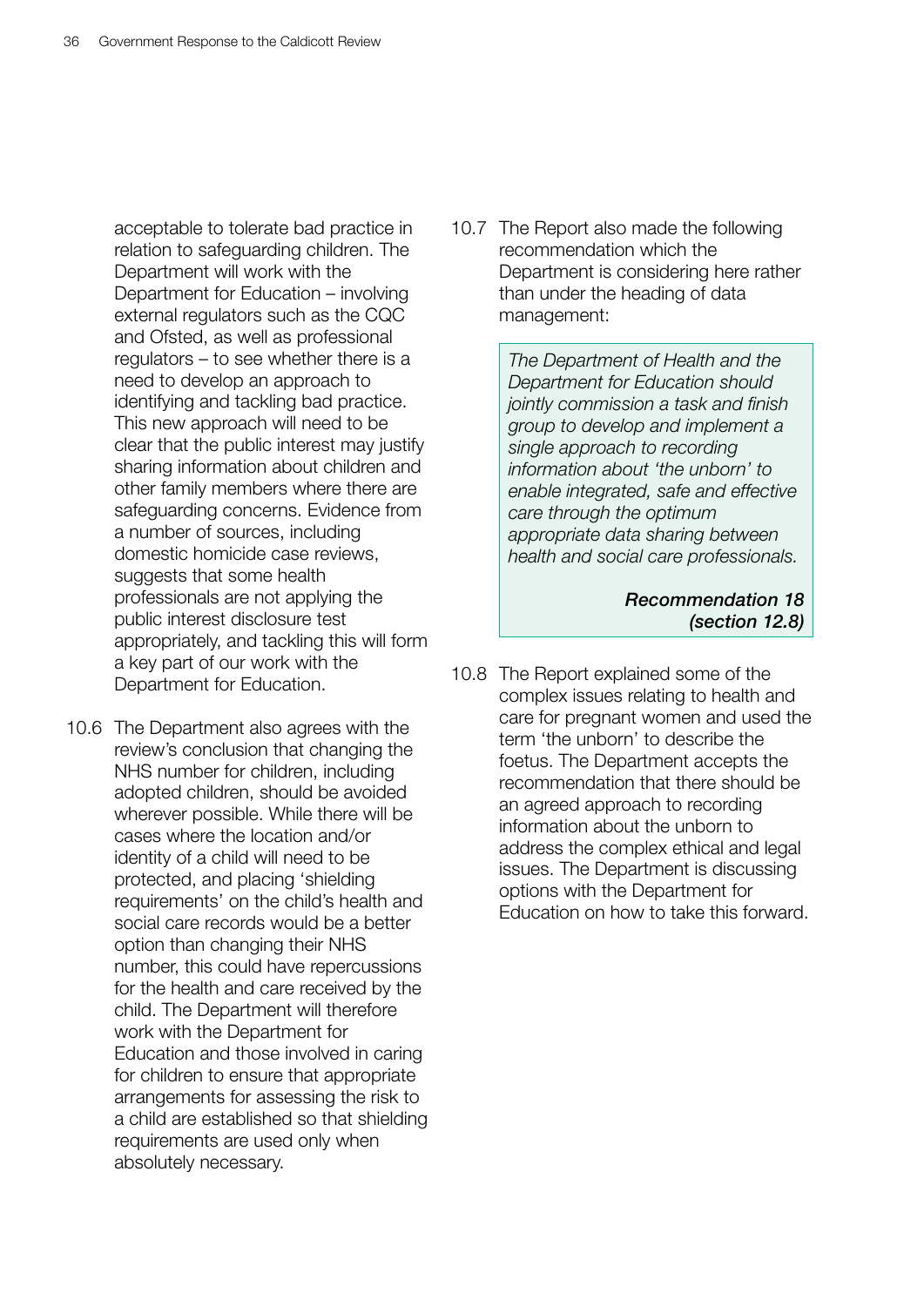acceptable to tolerate bad practice in relation to safeguarding children. The Department will work with the Department for Education – involving external regulators such as the CQC and Ofsted, as well as professional regulators – to see whether there is a need to develop an approach to identifying and tackling bad practice. This new approach will need to be clear that the public interest may justify sharing information about children and other family members where there are safeguarding concerns. Evidence from a number of sources, including domestic homicide case reviews, suggests that some health professionals are not applying the public interest disclosure test appropriately, and tackling this will form a key part of our work with the Department for Education.

10.6 The Department also agrees with the review's conclusion that changing the NHS number for children, including adopted children, should be avoided wherever possible. While there will be cases where the location and/or identity of a child will need to be protected, and placing 'shielding requirements' on the child's health and social care records would be a better option than changing their NHS number, this could have repercussions for the health and care received by the child. The Department will therefore work with the Department for Education and those involved in caring for children to ensure that appropriate arrangements for assessing the risk to a child are established so that shielding requirements are used only when absolutely necessary.

10.7 The Report also made the following recommendation which the Department is considering here rather than under the heading of data management:

> *The Department of Health and the Department for Education should jointly commission a task and finish group to develop and implement a single approach to recording information about 'the unborn' to enable integrated, safe and effective care through the optimum appropriate data sharing between health and social care professionals.*
>
> ***Recommendation 18 (section 12.8)***

10.8 The Report explained some of the complex issues relating to health and care for pregnant women and used the term 'the unborn' to describe the foetus. The Department accepts the recommendation that there should be an agreed approach to recording information about the unborn to address the complex ethical and legal issues. The Department is discussing options with the Department for Education on how to take this forward.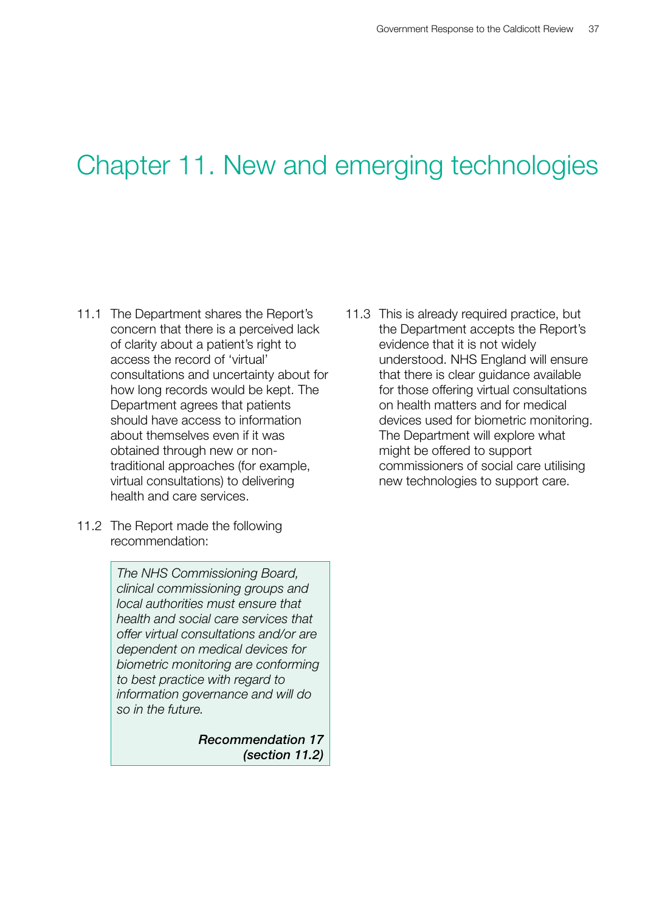# Chapter 11. New and emerging technologies

11.1 The Department shares the Report's concern that there is a perceived lack of clarity about a patient's right to access the record of 'virtual' consultations and uncertainty about for how long records would be kept. The Department agrees that patients should have access to information about themselves even if it was obtained through new or non-traditional approaches (for example, virtual consultations) to delivering health and care services.

11.2 The Report made the following recommendation:

> *The NHS Commissioning Board, clinical commissioning groups and local authorities must ensure that health and social care services that offer virtual consultations and/or are dependent on medical devices for biometric monitoring are conforming to best practice with regard to information governance and will do so in the future.*
>
> ***Recommendation 17 (section 11.2)***

11.3 This is already required practice, but the Department accepts the Report's evidence that it is not widely understood. NHS England will ensure that there is clear guidance available for those offering virtual consultations on health matters and for medical devices used for biometric monitoring. The Department will explore what might be offered to support commissioners of social care utilising new technologies to support care.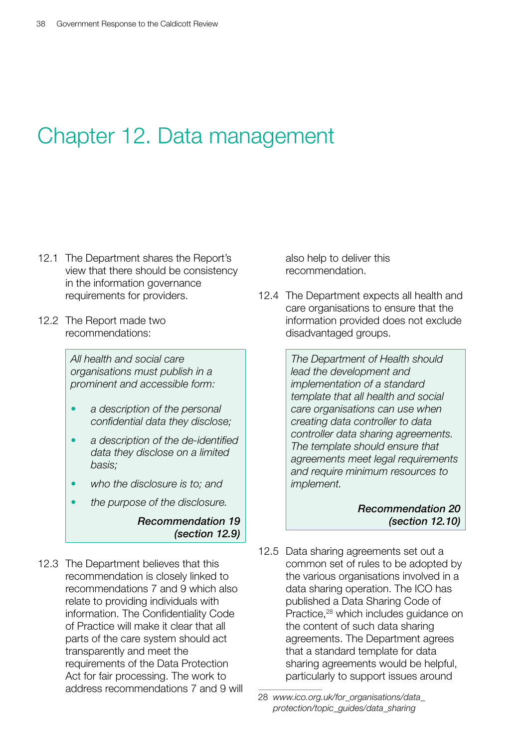# Chapter 12. Data management

12.1 The Department shares the Report's view that there should be consistency in the information governance requirements for providers.

12.2 The Report made two recommendations:

> *All health and social care organisations must publish in a prominent and accessible form:*
>
> - *a description of the personal confidential data they disclose;*
> - *a description of the de-identified data they disclose on a limited basis;*
> - *who the disclosure is to; and*
> - *the purpose of the disclosure.*
>
> ***Recommendation 19 (section 12.9)***

12.3 The Department believes that this recommendation is closely linked to recommendations 7 and 9 which also relate to providing individuals with information. The Confidentiality Code of Practice will make it clear that all parts of the care system should act transparently and meet the requirements of the Data Protection Act for fair processing. The work to address recommendations 7 and 9 will also help to deliver this recommendation.

12.4 The Department expects all health and care organisations to ensure that the information provided does not exclude disadvantaged groups.

> *The Department of Health should lead the development and implementation of a standard template that all health and social care organisations can use when creating data controller to data controller data sharing agreements. The template should ensure that agreements meet legal requirements and require minimum resources to implement.*
>
> ***Recommendation 20 (section 12.10)***

12.5 Data sharing agreements set out a common set of rules to be adopted by the various organisations involved in a data sharing operation. The ICO has published a Data Sharing Code of Practice,[28] which includes guidance on the content of such data sharing agreements. The Department agrees that a standard template for data sharing agreements would be helpful, particularly to support issues around

---

28 *www.ico.org.uk/for_organisations/data_protection/topic_guides/data_sharing*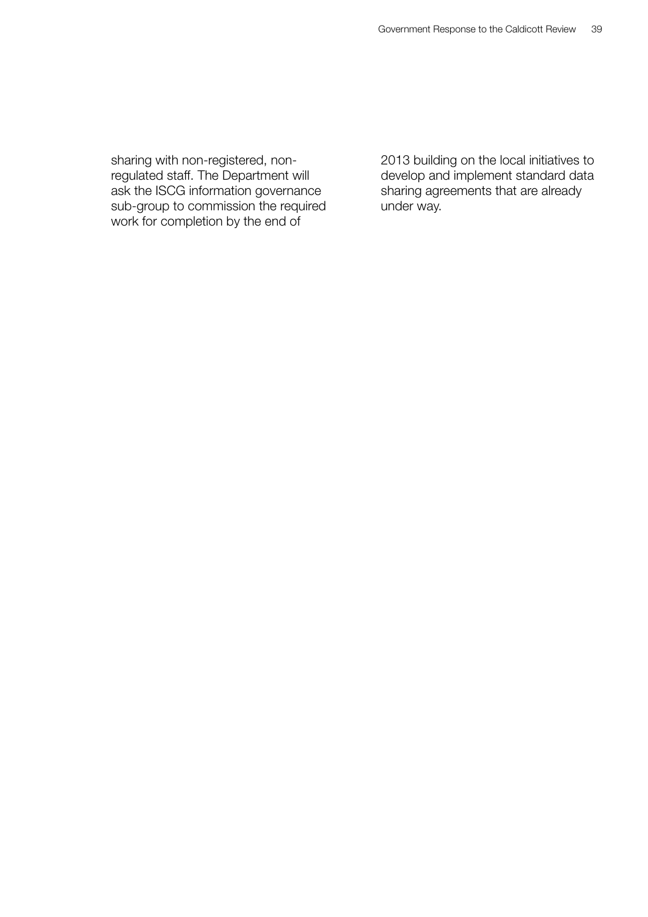sharing with non-registered, non-regulated staff. The Department will ask the ISCG information governance sub-group to commission the required work for completion by the end of 2013 building on the local initiatives to develop and implement standard data sharing agreements that are already under way.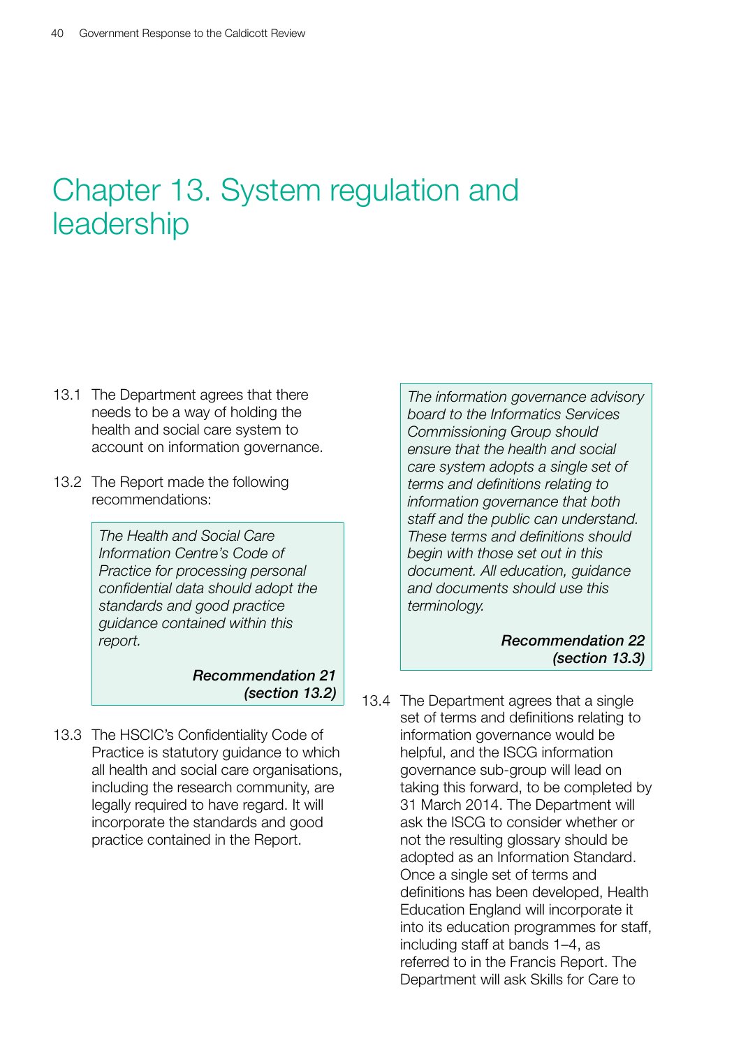# Chapter 13. System regulation and leadership

13.1 The Department agrees that there needs to be a way of holding the health and social care system to account on information governance.

13.2 The Report made the following recommendations:

> *The Health and Social Care Information Centre's Code of Practice for processing personal confidential data should adopt the standards and good practice guidance contained within this report.*
>
> ***Recommendation 21 (section 13.2)***

13.3 The HSCIC's Confidentiality Code of Practice is statutory guidance to which all health and social care organisations, including the research community, are legally required to have regard. It will incorporate the standards and good practice contained in the Report.

> *The information governance advisory board to the Informatics Services Commissioning Group should ensure that the health and social care system adopts a single set of terms and definitions relating to information governance that both staff and the public can understand. These terms and definitions should begin with those set out in this document. All education, guidance and documents should use this terminology.*
>
> ***Recommendation 22 (section 13.3)***

13.4 The Department agrees that a single set of terms and definitions relating to information governance would be helpful, and the ISCG information governance sub-group will lead on taking this forward, to be completed by 31 March 2014. The Department will ask the ISCG to consider whether or not the resulting glossary should be adopted as an Information Standard. Once a single set of terms and definitions has been developed, Health Education England will incorporate it into its education programmes for staff, including staff at bands 1–4, as referred to in the Francis Report. The Department will ask Skills for Care to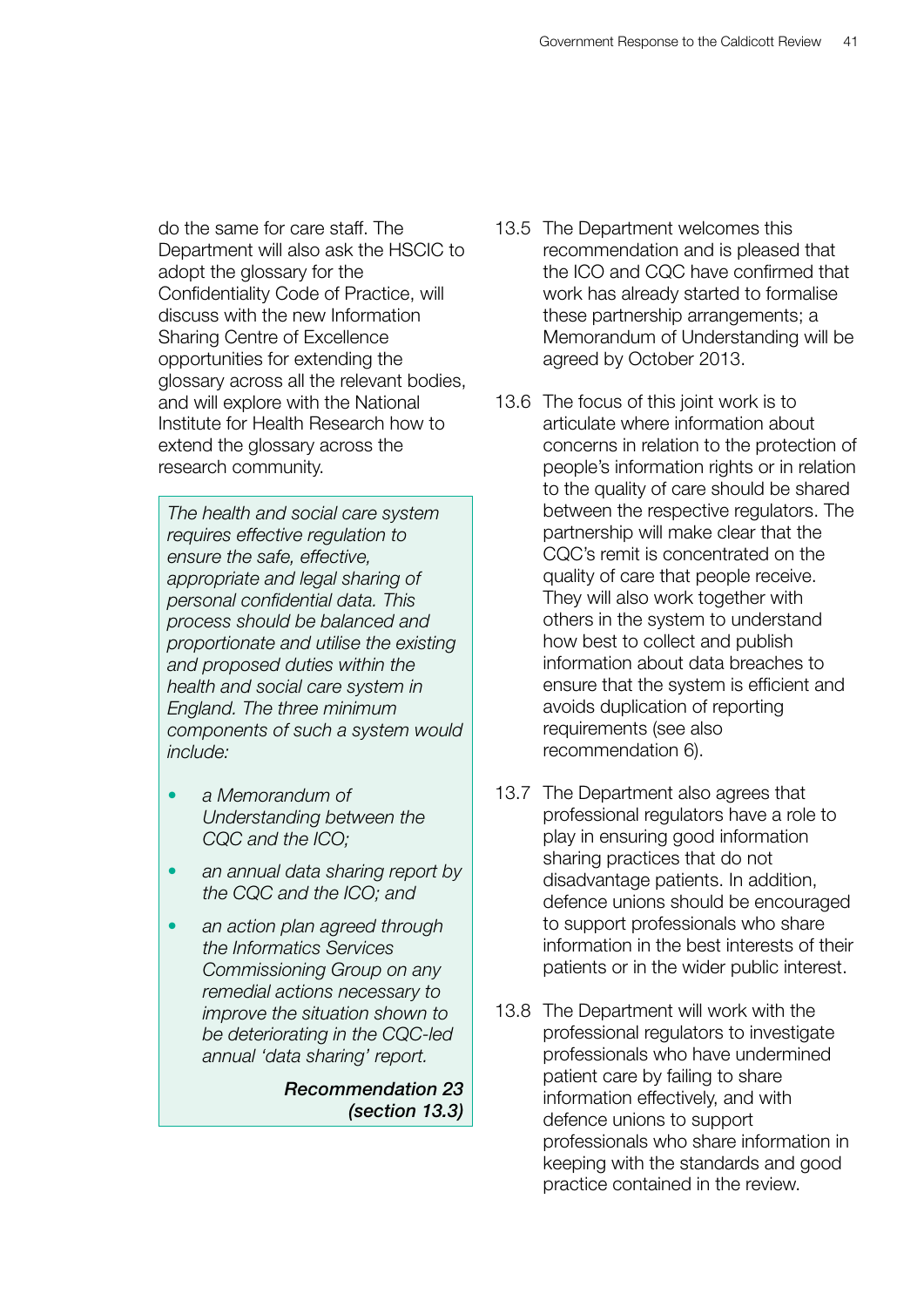do the same for care staff. The Department will also ask the HSCIC to adopt the glossary for the Confidentiality Code of Practice, will discuss with the new Information Sharing Centre of Excellence opportunities for extending the glossary across all the relevant bodies, and will explore with the National Institute for Health Research how to extend the glossary across the research community.

> *The health and social care system requires effective regulation to ensure the safe, effective, appropriate and legal sharing of personal confidential data. This process should be balanced and proportionate and utilise the existing and proposed duties within the health and social care system in England. The three minimum components of such a system would include:*
>
> - *a Memorandum of Understanding between the CQC and the ICO;*
> - *an annual data sharing report by the CQC and the ICO; and*
> - *an action plan agreed through the Informatics Services Commissioning Group on any remedial actions necessary to improve the situation shown to be deteriorating in the CQC-led annual 'data sharing' report.*
>
> ***Recommendation 23 (section 13.3)***

13.5 The Department welcomes this recommendation and is pleased that the ICO and CQC have confirmed that work has already started to formalise these partnership arrangements; a Memorandum of Understanding will be agreed by October 2013.

13.6 The focus of this joint work is to articulate where information about concerns in relation to the protection of people's information rights or in relation to the quality of care should be shared between the respective regulators. The partnership will make clear that the CQC's remit is concentrated on the quality of care that people receive. They will also work together with others in the system to understand how best to collect and publish information about data breaches to ensure that the system is efficient and avoids duplication of reporting requirements (see also recommendation 6).

13.7 The Department also agrees that professional regulators have a role to play in ensuring good information sharing practices that do not disadvantage patients. In addition, defence unions should be encouraged to support professionals who share information in the best interests of their patients or in the wider public interest.

13.8 The Department will work with the professional regulators to investigate professionals who have undermined patient care by failing to share information effectively, and with defence unions to support professionals who share information in keeping with the standards and good practice contained in the review.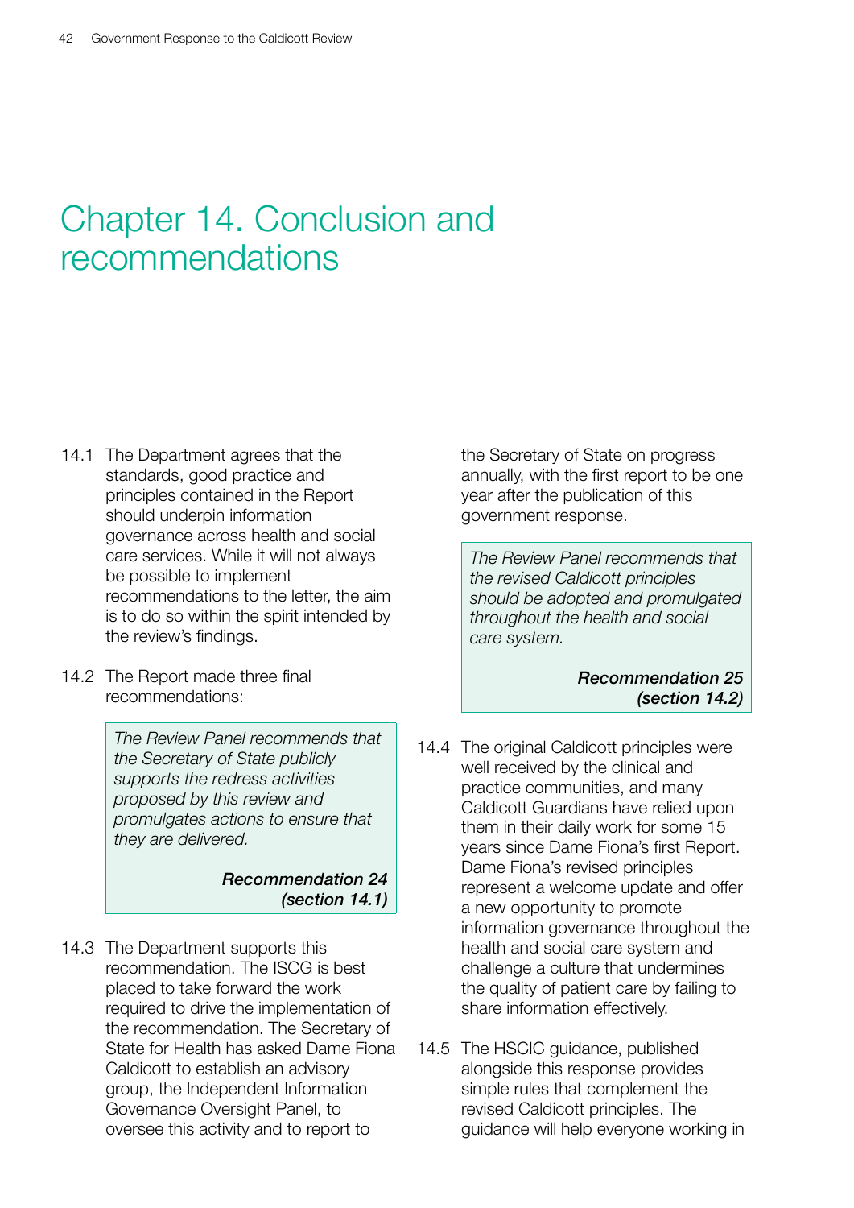# Chapter 14. Conclusion and recommendations

14.1 The Department agrees that the standards, good practice and principles contained in the Report should underpin information governance across health and social care services. While it will not always be possible to implement recommendations to the letter, the aim is to do so within the spirit intended by the review's findings.

14.2 The Report made three final recommendations:

> *The Review Panel recommends that the Secretary of State publicly supports the redress activities proposed by this review and promulgates actions to ensure that they are delivered.*
>
> ***Recommendation 24 (section 14.1)***

14.3 The Department supports this recommendation. The ISCG is best placed to take forward the work required to drive the implementation of the recommendation. The Secretary of State for Health has asked Dame Fiona Caldicott to establish an advisory group, the Independent Information Governance Oversight Panel, to oversee this activity and to report to the Secretary of State on progress annually, with the first report to be one year after the publication of this government response.

> *The Review Panel recommends that the revised Caldicott principles should be adopted and promulgated throughout the health and social care system.*
>
> ***Recommendation 25 (section 14.2)***

14.4 The original Caldicott principles were well received by the clinical and practice communities, and many Caldicott Guardians have relied upon them in their daily work for some 15 years since Dame Fiona's first Report. Dame Fiona's revised principles represent a welcome update and offer a new opportunity to promote information governance throughout the health and social care system and challenge a culture that undermines the quality of patient care by failing to share information effectively.

14.5 The HSCIC guidance, published alongside this response provides simple rules that complement the revised Caldicott principles. The guidance will help everyone working in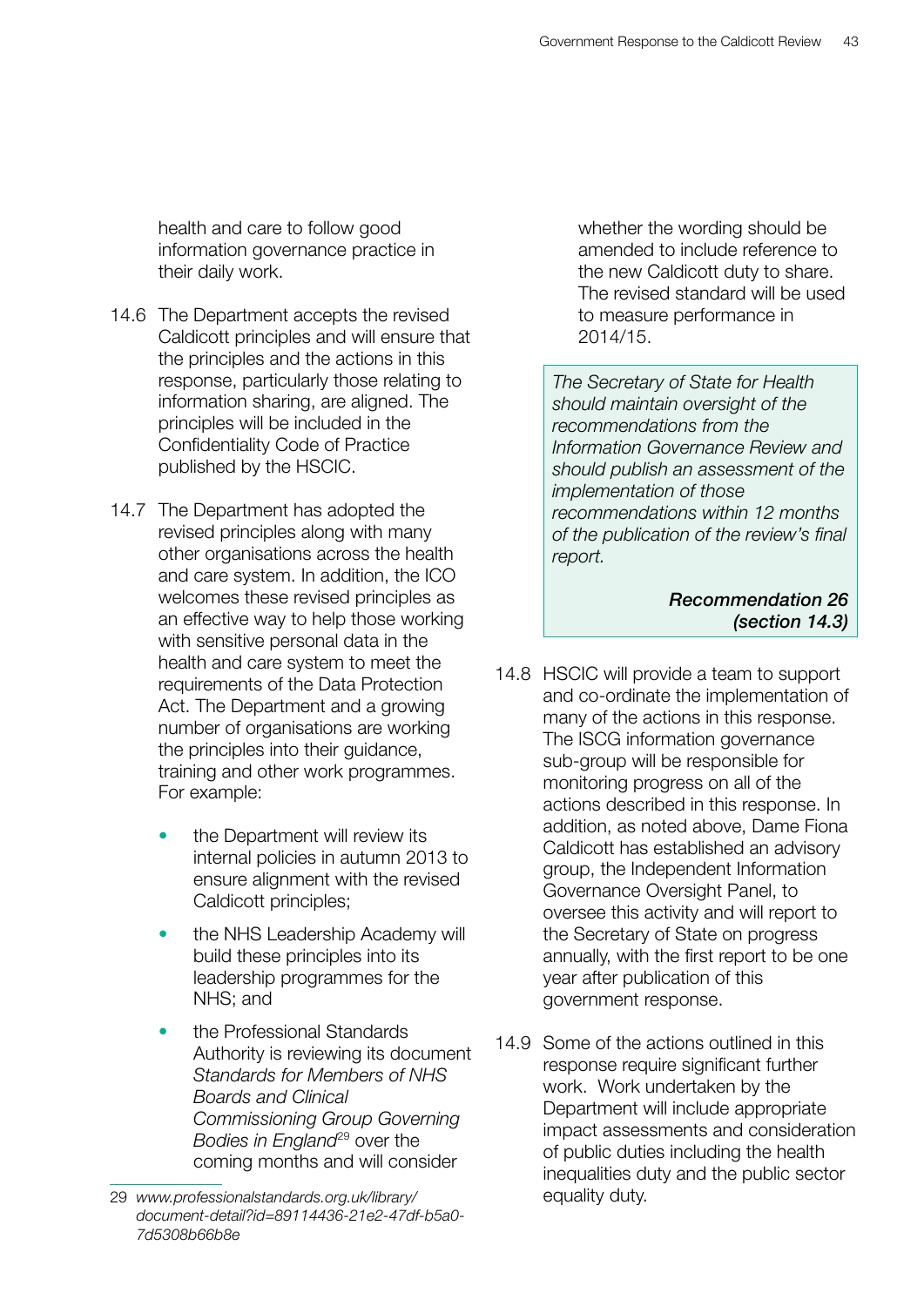health and care to follow good information governance practice in their daily work.

14.6 The Department accepts the revised Caldicott principles and will ensure that the principles and the actions in this response, particularly those relating to information sharing, are aligned. The principles will be included in the Confidentiality Code of Practice published by the HSCIC.

14.7 The Department has adopted the revised principles along with many other organisations across the health and care system. In addition, the ICO welcomes these revised principles as an effective way to help those working with sensitive personal data in the health and care system to meet the requirements of the Data Protection Act. The Department and a growing number of organisations are working the principles into their guidance, training and other work programmes. For example:

- the Department will review its internal policies in autumn 2013 to ensure alignment with the revised Caldicott principles;
- the NHS Leadership Academy will build these principles into its leadership programmes for the NHS; and
- the Professional Standards Authority is reviewing its document *Standards for Members of NHS Boards and Clinical Commissioning Group Governing Bodies in England*[29] over the coming months and will consider whether the wording should be amended to include reference to the new Caldicott duty to share. The revised standard will be used to measure performance in 2014/15.

> *The Secretary of State for Health should maintain oversight of the recommendations from the Information Governance Review and should publish an assessment of the implementation of those recommendations within 12 months of the publication of the review's final report.*
>
> ***Recommendation 26 (section 14.3)***

14.8 HSCIC will provide a team to support and co-ordinate the implementation of many of the actions in this response. The ISCG information governance sub-group will be responsible for monitoring progress on all of the actions described in this response. In addition, as noted above, Dame Fiona Caldicott has established an advisory group, the Independent Information Governance Oversight Panel, to oversee this activity and will report to the Secretary of State on progress annually, with the first report to be one year after publication of this government response.

14.9 Some of the actions outlined in this response require significant further work. Work undertaken by the Department will include appropriate impact assessments and consideration of public duties including the health inequalities duty and the public sector equality duty.

29 *www.professionalstandards.org.uk/library/document-detail?id=89114436-21e2-47df-b5a0-7d5308b66b8e*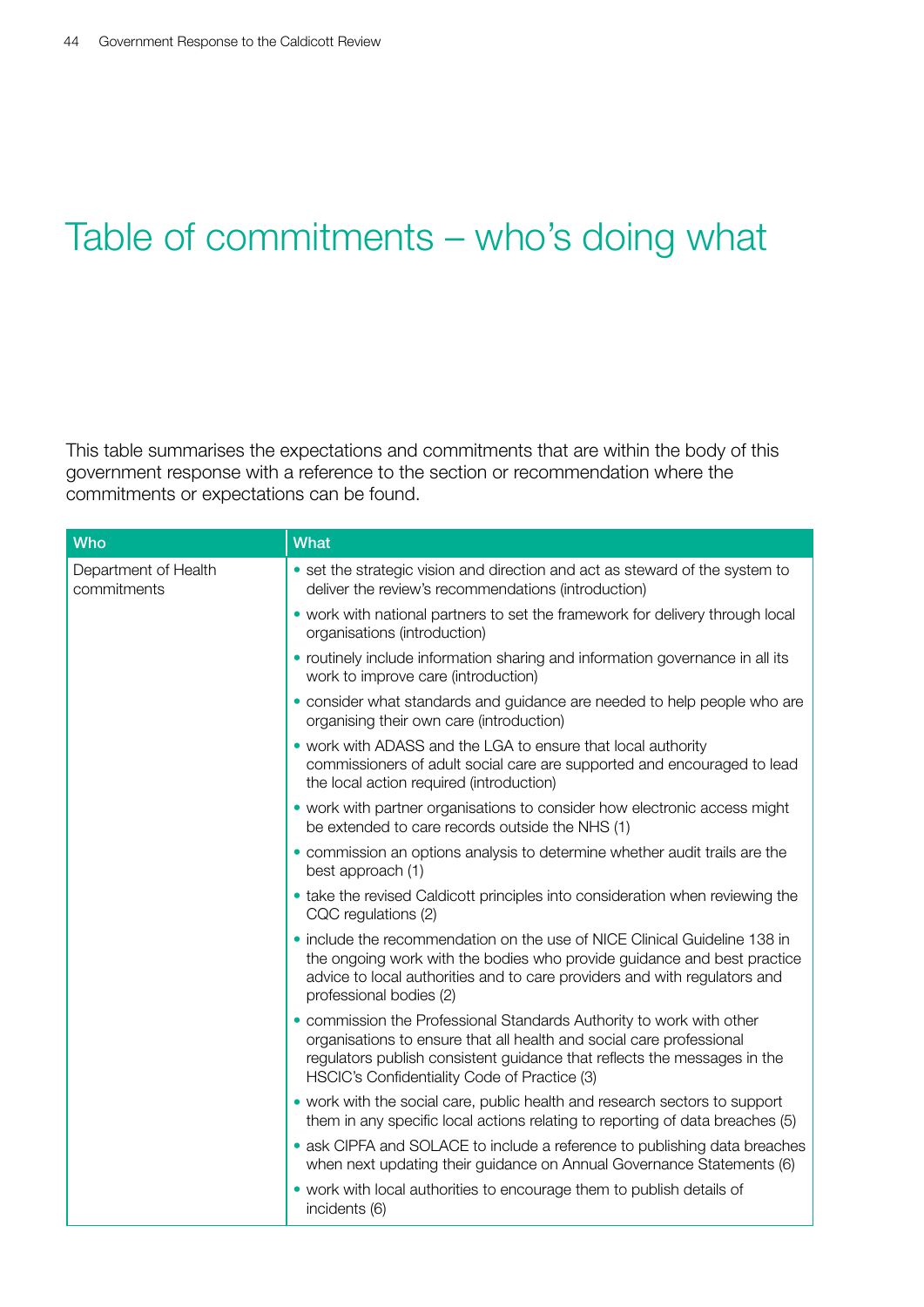# Table of commitments – who's doing what

This table summarises the expectations and commitments that are within the body of this government response with a reference to the section or recommendation where the commitments or expectations can be found.

| Who | What |
|---|---|
| Department of Health commitments | • set the strategic vision and direction and act as steward of the system to deliver the review's recommendations (introduction)<br>• work with national partners to set the framework for delivery through local organisations (introduction)<br>• routinely include information sharing and information governance in all its work to improve care (introduction)<br>• consider what standards and guidance are needed to help people who are organising their own care (introduction)<br>• work with ADASS and the LGA to ensure that local authority commissioners of adult social care are supported and encouraged to lead the local action required (introduction)<br>• work with partner organisations to consider how electronic access might be extended to care records outside the NHS (1)<br>• commission an options analysis to determine whether audit trails are the best approach (1)<br>• take the revised Caldicott principles into consideration when reviewing the CQC regulations (2)<br>• include the recommendation on the use of NICE Clinical Guideline 138 in the ongoing work with the bodies who provide guidance and best practice advice to local authorities and to care providers and with regulators and professional bodies (2)<br>• commission the Professional Standards Authority to work with other organisations to ensure that all health and social care professional regulators publish consistent guidance that reflects the messages in the HSCIC's Confidentiality Code of Practice (3)<br>• work with the social care, public health and research sectors to support them in any specific local actions relating to reporting of data breaches (5)<br>• ask CIPFA and SOLACE to include a reference to publishing data breaches when next updating their guidance on Annual Governance Statements (6)<br>• work with local authorities to encourage them to publish details of incidents (6) |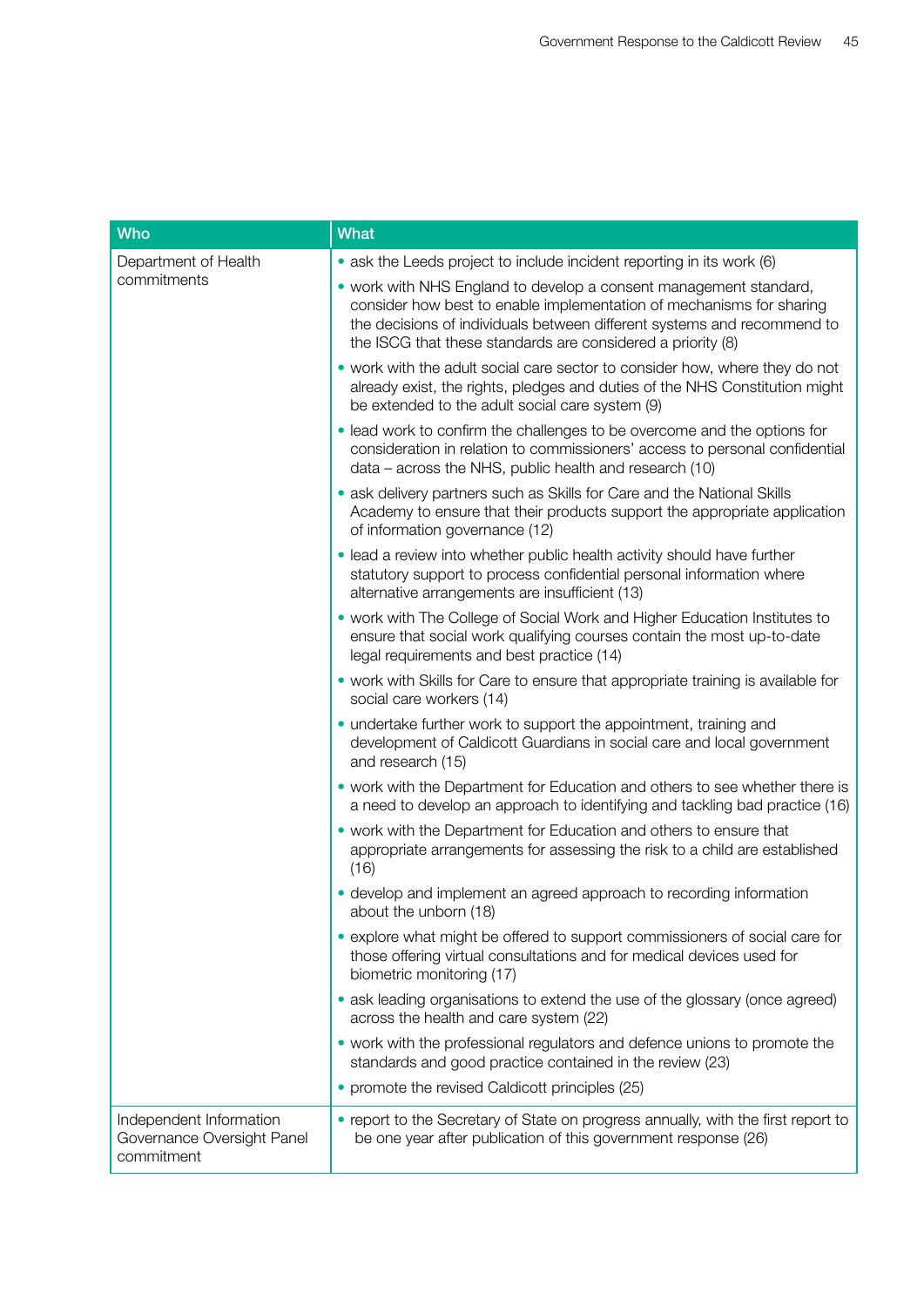| Who | What |
|---|---|
| Department of Health commitments | • ask the Leeds project to include incident reporting in its work (6)<br>• work with NHS England to develop a consent management standard, consider how best to enable implementation of mechanisms for sharing the decisions of individuals between different systems and recommend to the ISCG that these standards are considered a priority (8)<br>• work with the adult social care sector to consider how, where they do not already exist, the rights, pledges and duties of the NHS Constitution might be extended to the adult social care system (9)<br>• lead work to confirm the challenges to be overcome and the options for consideration in relation to commissioners' access to personal confidential data – across the NHS, public health and research (10)<br>• ask delivery partners such as Skills for Care and the National Skills Academy to ensure that their products support the appropriate application of information governance (12)<br>• lead a review into whether public health activity should have further statutory support to process confidential personal information where alternative arrangements are insufficient (13)<br>• work with The College of Social Work and Higher Education Institutes to ensure that social work qualifying courses contain the most up-to-date legal requirements and best practice (14)<br>• work with Skills for Care to ensure that appropriate training is available for social care workers (14)<br>• undertake further work to support the appointment, training and development of Caldicott Guardians in social care and local government and research (15)<br>• work with the Department for Education and others to see whether there is a need to develop an approach to identifying and tackling bad practice (16)<br>• work with the Department for Education and others to ensure that appropriate arrangements for assessing the risk to a child are established (16)<br>• develop and implement an agreed approach to recording information about the unborn (18)<br>• explore what might be offered to support commissioners of social care for those offering virtual consultations and for medical devices used for biometric monitoring (17)<br>• ask leading organisations to extend the use of the glossary (once agreed) across the health and care system (22)<br>• work with the professional regulators and defence unions to promote the standards and good practice contained in the review (23)<br>• promote the revised Caldicott principles (25) |
| Independent Information Governance Oversight Panel commitment | • report to the Secretary of State on progress annually, with the first report to be one year after publication of this government response (26) |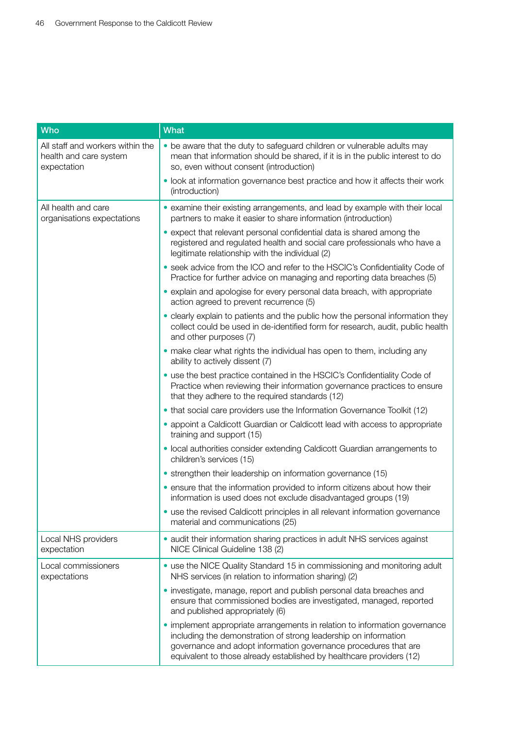| Who | What |
|---|---|
| All staff and workers within the health and care system expectation | • be aware that the duty to safeguard children or vulnerable adults may mean that information should be shared, if it is in the public interest to do so, even without consent (introduction)<br>• look at information governance best practice and how it affects their work (introduction) |
| All health and care organisations expectations | • examine their existing arrangements, and lead by example with their local partners to make it easier to share information (introduction)<br>• expect that relevant personal confidential data is shared among the registered and regulated health and social care professionals who have a legitimate relationship with the individual (2)<br>• seek advice from the ICO and refer to the HSCIC's Confidentiality Code of Practice for further advice on managing and reporting data breaches (5)<br>• explain and apologise for every personal data breach, with appropriate action agreed to prevent recurrence (5)<br>• clearly explain to patients and the public how the personal information they collect could be used in de-identified form for research, audit, public health and other purposes (7)<br>• make clear what rights the individual has open to them, including any ability to actively dissent (7)<br>• use the best practice contained in the HSCIC's Confidentiality Code of Practice when reviewing their information governance practices to ensure that they adhere to the required standards (12)<br>• that social care providers use the Information Governance Toolkit (12)<br>• appoint a Caldicott Guardian or Caldicott lead with access to appropriate training and support (15)<br>• local authorities consider extending Caldicott Guardian arrangements to children's services (15)<br>• strengthen their leadership on information governance (15)<br>• ensure that the information provided to inform citizens about how their information is used does not exclude disadvantaged groups (19)<br>• use the revised Caldicott principles in all relevant information governance material and communications (25) |
| Local NHS providers expectation | • audit their information sharing practices in adult NHS services against NICE Clinical Guideline 138 (2) |
| Local commissioners expectations | • use the NICE Quality Standard 15 in commissioning and monitoring adult NHS services (in relation to information sharing) (2)<br>• investigate, manage, report and publish personal data breaches and ensure that commissioned bodies are investigated, managed, reported and published appropriately (6)<br>• implement appropriate arrangements in relation to information governance including the demonstration of strong leadership on information governance and adopt information governance procedures that are equivalent to those already established by healthcare providers (12) |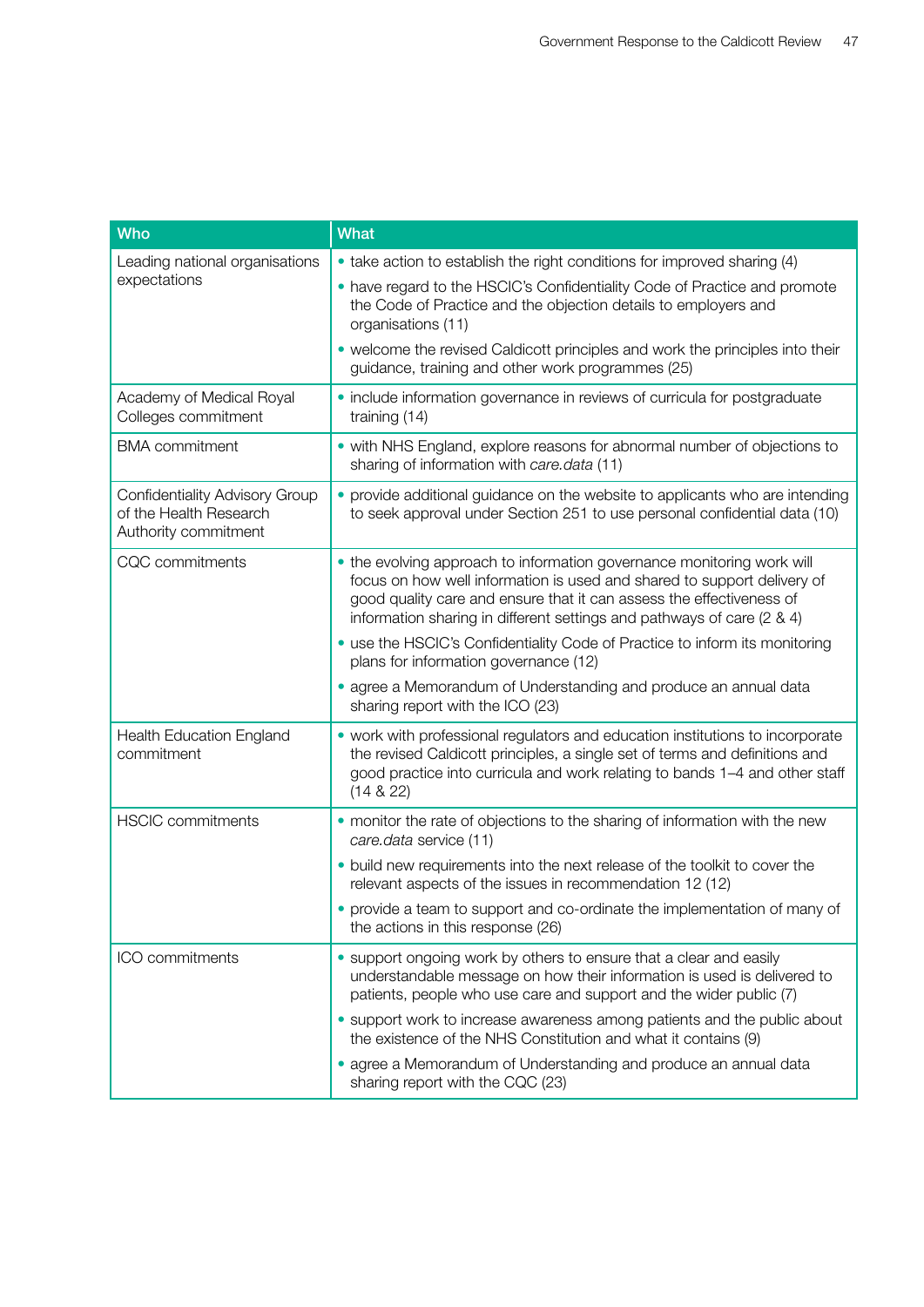| Who | What |
| --- | --- |
| Leading national organisations expectations | • take action to establish the right conditions for improved sharing (4)<br>• have regard to the HSCIC's Confidentiality Code of Practice and promote the Code of Practice and the objection details to employers and organisations (11)<br>• welcome the revised Caldicott principles and work the principles into their guidance, training and other work programmes (25) |
| Academy of Medical Royal Colleges commitment | • include information governance in reviews of curricula for postgraduate training (14) |
| BMA commitment | • with NHS England, explore reasons for abnormal number of objections to sharing of information with *care.data* (11) |
| Confidentiality Advisory Group of the Health Research Authority commitment | • provide additional guidance on the website to applicants who are intending to seek approval under Section 251 to use personal confidential data (10) |
| CQC commitments | • the evolving approach to information governance monitoring work will focus on how well information is used and shared to support delivery of good quality care and ensure that it can assess the effectiveness of information sharing in different settings and pathways of care (2 & 4)<br>• use the HSCIC's Confidentiality Code of Practice to inform its monitoring plans for information governance (12)<br>• agree a Memorandum of Understanding and produce an annual data sharing report with the ICO (23) |
| Health Education England commitment | • work with professional regulators and education institutions to incorporate the revised Caldicott principles, a single set of terms and definitions and good practice into curricula and work relating to bands 1–4 and other staff (14 & 22) |
| HSCIC commitments | • monitor the rate of objections to the sharing of information with the new *care.data* service (11)<br>• build new requirements into the next release of the toolkit to cover the relevant aspects of the issues in recommendation 12 (12)<br>• provide a team to support and co-ordinate the implementation of many of the actions in this response (26) |
| ICO commitments | • support ongoing work by others to ensure that a clear and easily understandable message on how their information is used is delivered to patients, people who use care and support and the wider public (7)<br>• support work to increase awareness among patients and the public about the existence of the NHS Constitution and what it contains (9)<br>• agree a Memorandum of Understanding and produce an annual data sharing report with the CQC (23) |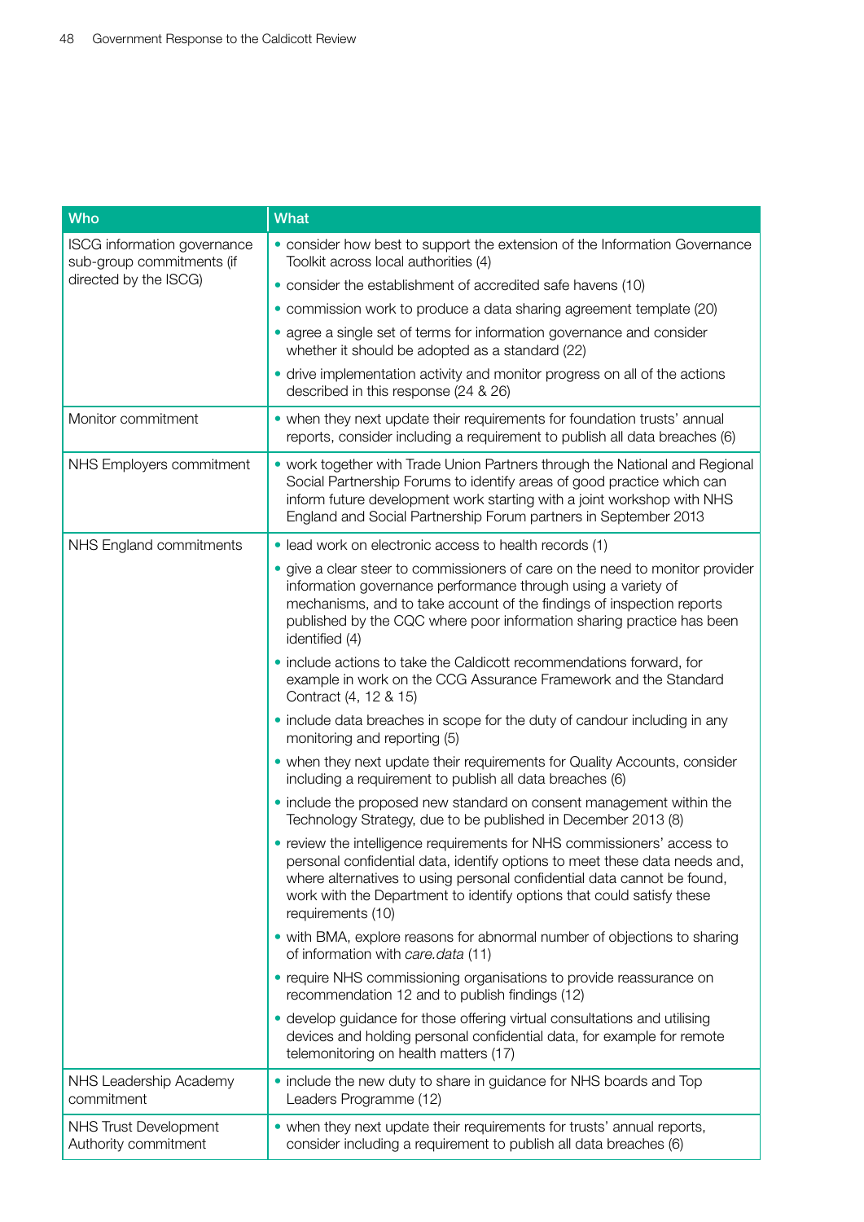| Who | What |
|---|---|
| ISCG information governance sub-group commitments (if directed by the ISCG) | • consider how best to support the extension of the Information Governance Toolkit across local authorities (4)<br>• consider the establishment of accredited safe havens (10)<br>• commission work to produce a data sharing agreement template (20)<br>• agree a single set of terms for information governance and consider whether it should be adopted as a standard (22)<br>• drive implementation activity and monitor progress on all of the actions described in this response (24 & 26) |
| Monitor commitment | • when they next update their requirements for foundation trusts' annual reports, consider including a requirement to publish all data breaches (6) |
| NHS Employers commitment | • work together with Trade Union Partners through the National and Regional Social Partnership Forums to identify areas of good practice which can inform future development work starting with a joint workshop with NHS England and Social Partnership Forum partners in September 2013 |
| NHS England commitments | • lead work on electronic access to health records (1)<br>• give a clear steer to commissioners of care on the need to monitor provider information governance performance through using a variety of mechanisms, and to take account of the findings of inspection reports published by the CQC where poor information sharing practice has been identified (4)<br>• include actions to take the Caldicott recommendations forward, for example in work on the CCG Assurance Framework and the Standard Contract (4, 12 & 15)<br>• include data breaches in scope for the duty of candour including in any monitoring and reporting (5)<br>• when they next update their requirements for Quality Accounts, consider including a requirement to publish all data breaches (6)<br>• include the proposed new standard on consent management within the Technology Strategy, due to be published in December 2013 (8)<br>• review the intelligence requirements for NHS commissioners' access to personal confidential data, identify options to meet these data needs and, where alternatives to using personal confidential data cannot be found, work with the Department to identify options that could satisfy these requirements (10)<br>• with BMA, explore reasons for abnormal number of objections to sharing of information with *care.data* (11)<br>• require NHS commissioning organisations to provide reassurance on recommendation 12 and to publish findings (12)<br>• develop guidance for those offering virtual consultations and utilising devices and holding personal confidential data, for example for remote telemonitoring on health matters (17) |
| NHS Leadership Academy commitment | • include the new duty to share in guidance for NHS boards and Top Leaders Programme (12) |
| NHS Trust Development Authority commitment | • when they next update their requirements for trusts' annual reports, consider including a requirement to publish all data breaches (6) |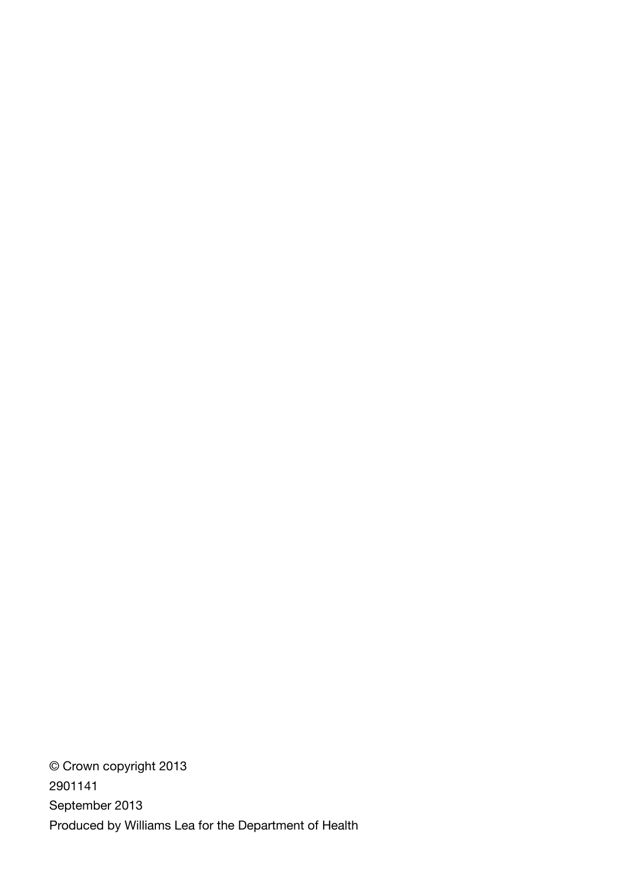© Crown copyright 2013

2901141

September 2013

Produced by Williams Lea for the Department of Health